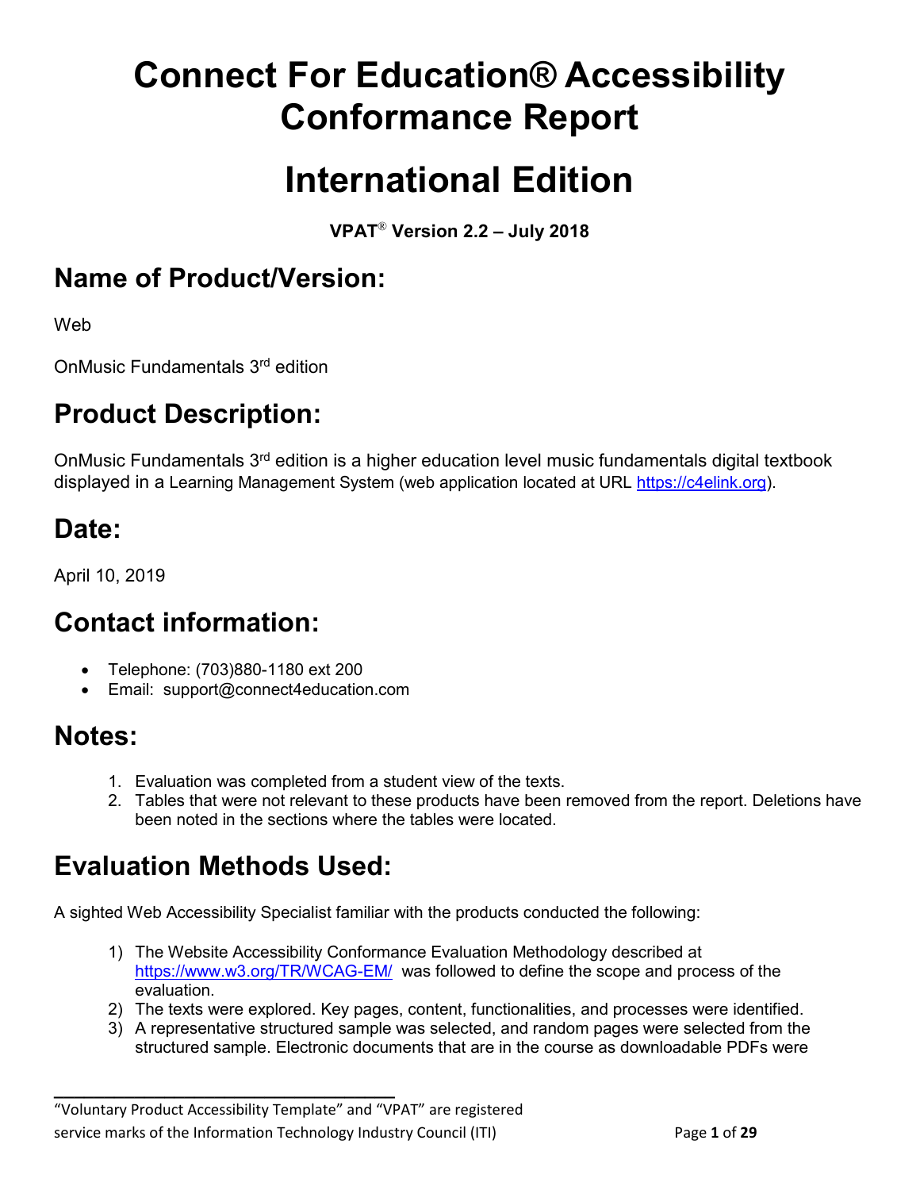# Connect For Education® Accessibility Conformance Report

# International Edition

**VPAT® Version 2.2 – July 2018**

## Name of Product/Version:

Web

OnMusic Fundamentals 3rd edition

## Product Description:

OnMusic Fundamentals 3rd edition is a higher education level music fundamentals digital textbook displayed in a Learning Management System (web application located at URL https://c4elink.org).

## Date:

April 10, 2019

## Contact information:

- Telephone: (703)880-1180 ext 200
- Email: support@connect4education.com

## Notes:

1. Evaluation was completed from a student view of the texts.
2. Tables that were not relevant to these products have been removed from the report. Deletions have been noted in the sections where the tables were located.

## Evaluation Methods Used:

A sighted Web Accessibility Specialist familiar with the products conducted the following:

1) The Website Accessibility Conformance Evaluation Methodology described at https://www.w3.org/TR/WCAG-EM/ was followed to define the scope and process of the evaluation.
2) The texts were explored. Key pages, content, functionalities, and processes were identified.
3) A representative structured sample was selected, and random pages were selected from the structured sample. Electronic documents that are in the course as downloadable PDFs were

---

"Voluntary Product Accessibility Template" and "VPAT" are registered service marks of the Information Technology Industry Council (ITI)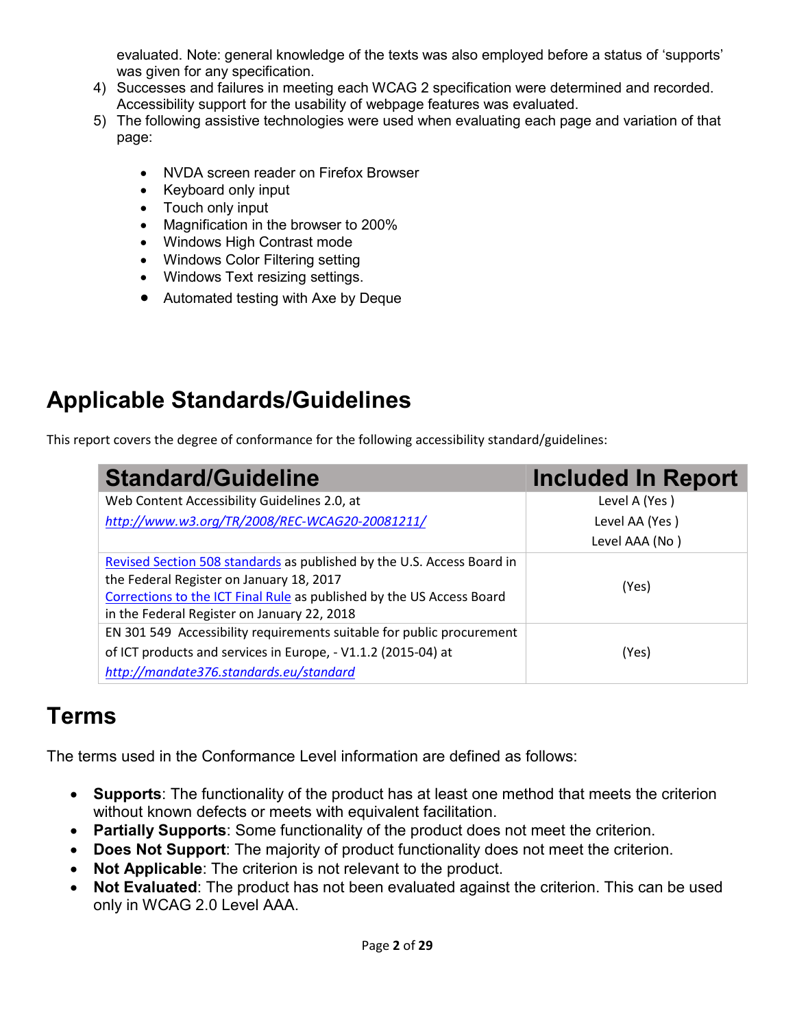evaluated. Note: general knowledge of the texts was also employed before a status of 'supports' was given for any specification.

4) Successes and failures in meeting each WCAG 2 specification were determined and recorded. Accessibility support for the usability of webpage features was evaluated.
5) The following assistive technologies were used when evaluating each page and variation of that page:

- NVDA screen reader on Firefox Browser
- Keyboard only input
- Touch only input
- Magnification in the browser to 200%
- Windows High Contrast mode
- Windows Color Filtering setting
- Windows Text resizing settings.
- Automated testing with Axe by Deque

# Applicable Standards/Guidelines

This report covers the degree of conformance for the following accessibility standard/guidelines:

| Standard/Guideline | Included In Report |
| --- | --- |
| Web Content Accessibility Guidelines 2.0, at *http://www.w3.org/TR/2008/REC-WCAG20-20081211/* | Level A (Yes ) <br> Level AA (Yes ) <br> Level AAA (No ) |
| Revised Section 508 standards as published by the U.S. Access Board in the Federal Register on January 18, 2017 <br> Corrections to the ICT Final Rule as published by the US Access Board in the Federal Register on January 22, 2018 | (Yes) |
| EN 301 549 Accessibility requirements suitable for public procurement of ICT products and services in Europe, - V1.1.2 (2015-04) at *http://mandate376.standards.eu/standard* | (Yes) |

# Terms

The terms used in the Conformance Level information are defined as follows:

- **Supports**: The functionality of the product has at least one method that meets the criterion without known defects or meets with equivalent facilitation.
- **Partially Supports**: Some functionality of the product does not meet the criterion.
- **Does Not Support**: The majority of product functionality does not meet the criterion.
- **Not Applicable**: The criterion is not relevant to the product.
- **Not Evaluated**: The product has not been evaluated against the criterion. This can be used only in WCAG 2.0 Level AAA.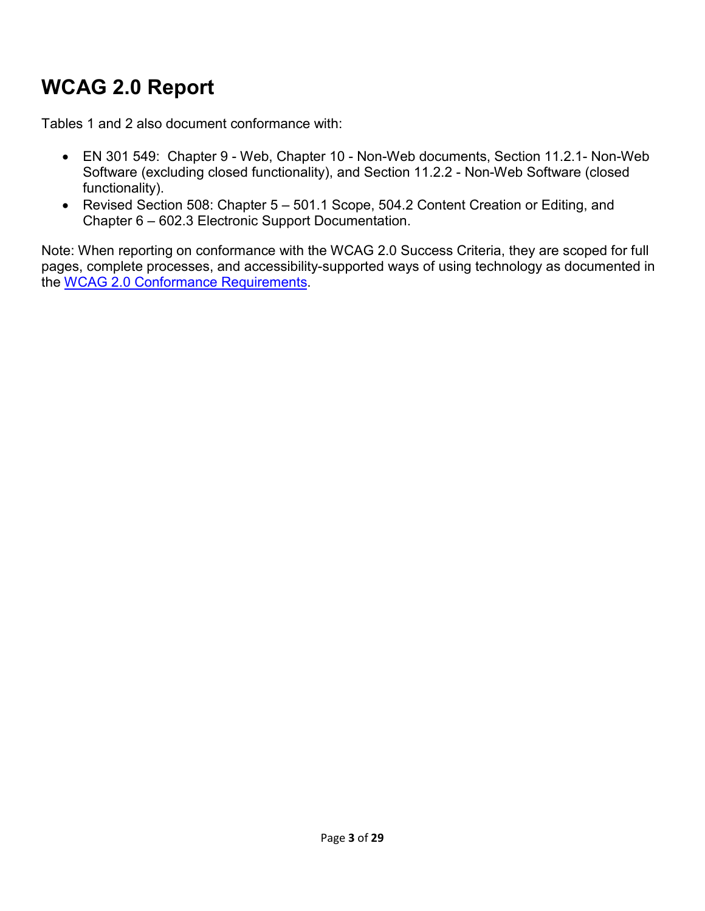# WCAG 2.0 Report

Tables 1 and 2 also document conformance with:

- EN 301 549: Chapter 9 - Web, Chapter 10 - Non-Web documents, Section 11.2.1- Non-Web Software (excluding closed functionality), and Section 11.2.2 - Non-Web Software (closed functionality).
- Revised Section 508: Chapter 5 – 501.1 Scope, 504.2 Content Creation or Editing, and Chapter 6 – 602.3 Electronic Support Documentation.

Note: When reporting on conformance with the WCAG 2.0 Success Criteria, they are scoped for full pages, complete processes, and accessibility-supported ways of using technology as documented in the WCAG 2.0 Conformance Requirements.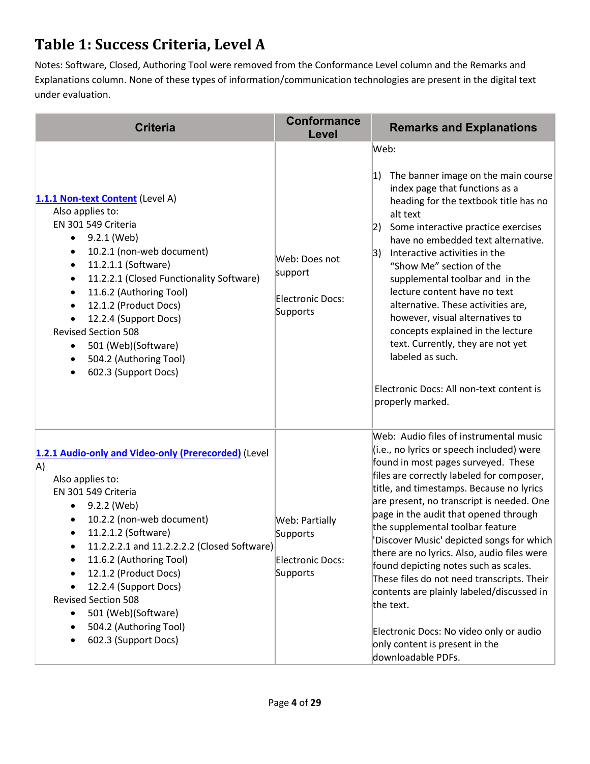# Table 1: Success Criteria, Level A

Notes: Software, Closed, Authoring Tool were removed from the Conformance Level column and the Remarks and Explanations column. None of these types of information/communication technologies are present in the digital text under evaluation.

| Criteria | Conformance Level | Remarks and Explanations |
|---|---|---|
| [1.1.1 Non-text Content](#) (Level A)<br>Also applies to:<br>EN 301 549 Criteria<br>• 9.2.1 (Web)<br>• 10.2.1 (non-web document)<br>• 11.2.1.1 (Software)<br>• 11.2.2.1 (Closed Functionality Software)<br>• 11.6.2 (Authoring Tool)<br>• 12.1.2 (Product Docs)<br>• 12.2.4 (Support Docs)<br>Revised Section 508<br>• 501 (Web)(Software)<br>• 504.2 (Authoring Tool)<br>• 602.3 (Support Docs) | Web: Does not support<br><br>Electronic Docs: Supports | Web:<br><br>1) The banner image on the main course index page that functions as a heading for the textbook title has no alt text<br>2) Some interactive practice exercises have no embedded text alternative.<br>3) Interactive activities in the "Show Me" section of the supplemental toolbar and in the lecture content have no text alternative. These activities are, however, visual alternatives to concepts explained in the lecture text. Currently, they are not yet labeled as such.<br><br>Electronic Docs: All non-text content is properly marked. |
| [1.2.1 Audio-only and Video-only (Prerecorded)](#) (Level A)<br>Also applies to:<br>EN 301 549 Criteria<br>• 9.2.2 (Web)<br>• 10.2.2 (non-web document)<br>• 11.2.1.2 (Software)<br>• 11.2.2.2.1 and 11.2.2.2.2 (Closed Software)<br>• 11.6.2 (Authoring Tool)<br>• 12.1.2 (Product Docs)<br>• 12.2.4 (Support Docs)<br>Revised Section 508<br>• 501 (Web)(Software)<br>• 504.2 (Authoring Tool)<br>• 602.3 (Support Docs) | Web: Partially Supports<br><br>Electronic Docs: Supports | Web: Audio files of instrumental music (i.e., no lyrics or speech included) were found in most pages surveyed. These files are correctly labeled for composer, title, and timestamps. Because no lyrics are present, no transcript is needed. One page in the audit that opened through the supplemental toolbar feature 'Discover Music' depicted songs for which there are no lyrics. Also, audio files were found depicting notes such as scales. These files do not need transcripts. Their contents are plainly labeled/discussed in the text.<br><br>Electronic Docs: No video only or audio only content is present in the downloadable PDFs. |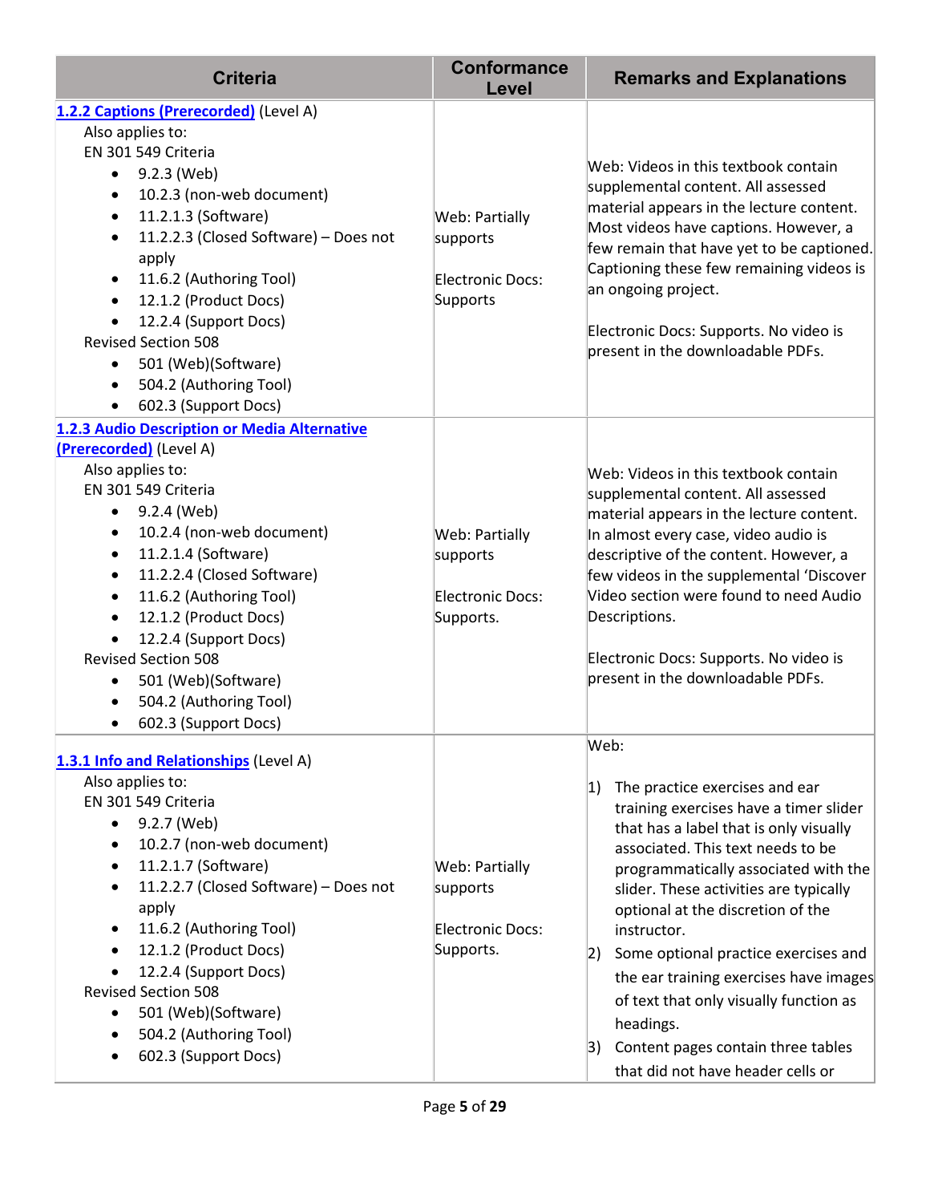| Criteria | Conformance Level | Remarks and Explanations |
|---|---|---|
| [1.2.2 Captions (Prerecorded)](#) (Level A)<br>Also applies to:<br>EN 301 549 Criteria<br>• 9.2.3 (Web)<br>• 10.2.3 (non-web document)<br>• 11.2.1.3 (Software)<br>• 11.2.2.3 (Closed Software) – Does not apply<br>• 11.6.2 (Authoring Tool)<br>• 12.1.2 (Product Docs)<br>• 12.2.4 (Support Docs)<br>Revised Section 508<br>• 501 (Web)(Software)<br>• 504.2 (Authoring Tool)<br>• 602.3 (Support Docs) | Web: Partially supports<br><br>Electronic Docs: Supports | Web: Videos in this textbook contain supplemental content. All assessed material appears in the lecture content. Most videos have captions. However, a few remain that have yet to be captioned. Captioning these few remaining videos is an ongoing project.<br><br>Electronic Docs: Supports. No video is present in the downloadable PDFs. |
| [1.2.3 Audio Description or Media Alternative (Prerecorded)](#) (Level A)<br>Also applies to:<br>EN 301 549 Criteria<br>• 9.2.4 (Web)<br>• 10.2.4 (non-web document)<br>• 11.2.1.4 (Software)<br>• 11.2.2.4 (Closed Software)<br>• 11.6.2 (Authoring Tool)<br>• 12.1.2 (Product Docs)<br>• 12.2.4 (Support Docs)<br>Revised Section 508<br>• 501 (Web)(Software)<br>• 504.2 (Authoring Tool)<br>• 602.3 (Support Docs) | Web: Partially supports<br><br>Electronic Docs: Supports. | Web: Videos in this textbook contain supplemental content. All assessed material appears in the lecture content. In almost every case, video audio is descriptive of the content. However, a few videos in the supplemental 'Discover Video section were found to need Audio Descriptions.<br><br>Electronic Docs: Supports. No video is present in the downloadable PDFs. |
| [1.3.1 Info and Relationships](#) (Level A)<br>Also applies to:<br>EN 301 549 Criteria<br>• 9.2.7 (Web)<br>• 10.2.7 (non-web document)<br>• 11.2.1.7 (Software)<br>• 11.2.2.7 (Closed Software) – Does not apply<br>• 11.6.2 (Authoring Tool)<br>• 12.1.2 (Product Docs)<br>• 12.2.4 (Support Docs)<br>Revised Section 508<br>• 501 (Web)(Software)<br>• 504.2 (Authoring Tool)<br>• 602.3 (Support Docs) | Web: Partially supports<br><br>Electronic Docs: Supports. | Web:<br><br>1) The practice exercises and ear training exercises have a timer slider that has a label that is only visually associated. This text needs to be programmatically associated with the slider. These activities are typically optional at the discretion of the instructor.<br>2) Some optional practice exercises and the ear training exercises have images of text that only visually function as headings.<br>3) Content pages contain three tables that did not have header cells or |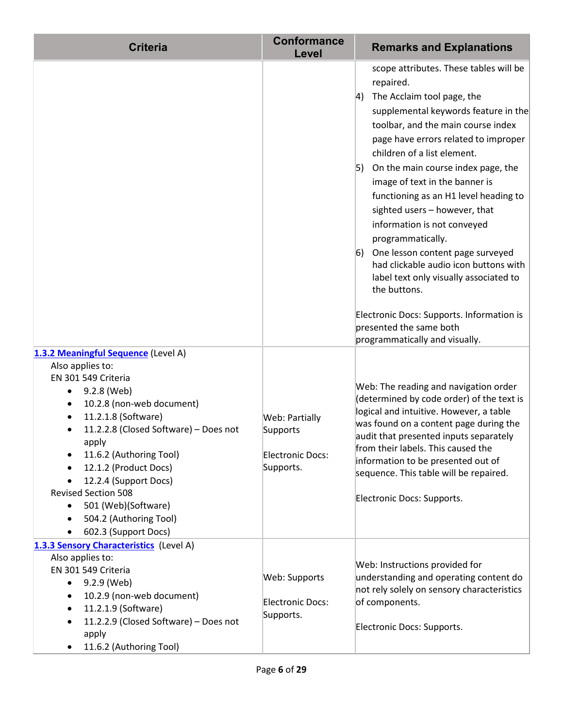| Criteria | Conformance Level | Remarks and Explanations |
| --- | --- | --- |
| | | scope attributes. These tables will be repaired.<br>4) The Acclaim tool page, the supplemental keywords feature in the toolbar, and the main course index page have errors related to improper children of a list element.<br>5) On the main course index page, the image of text in the banner is functioning as an H1 level heading to sighted users – however, that information is not conveyed programmatically.<br>6) One lesson content page surveyed had clickable audio icon buttons with label text only visually associated to the buttons.<br><br>Electronic Docs: Supports. Information is presented the same both programmatically and visually. |
| **1.3.2 Meaningful Sequence** (Level A)<br>Also applies to:<br>EN 301 549 Criteria<br>• 9.2.8 (Web)<br>• 10.2.8 (non-web document)<br>• 11.2.1.8 (Software)<br>• 11.2.2.8 (Closed Software) – Does not apply<br>• 11.6.2 (Authoring Tool)<br>• 12.1.2 (Product Docs)<br>• 12.2.4 (Support Docs)<br>Revised Section 508<br>• 501 (Web)(Software)<br>• 504.2 (Authoring Tool)<br>• 602.3 (Support Docs) | Web: Partially Supports<br><br>Electronic Docs: Supports. | Web: The reading and navigation order (determined by code order) of the text is logical and intuitive. However, a table was found on a content page during the audit that presented inputs separately from their labels. This caused the information to be presented out of sequence. This table will be repaired.<br><br>Electronic Docs: Supports. |
| **1.3.3 Sensory Characteristics** (Level A)<br>Also applies to:<br>EN 301 549 Criteria<br>• 9.2.9 (Web)<br>• 10.2.9 (non-web document)<br>• 11.2.1.9 (Software)<br>• 11.2.2.9 (Closed Software) – Does not apply<br>• 11.6.2 (Authoring Tool) | Web: Supports<br><br>Electronic Docs: Supports. | Web: Instructions provided for understanding and operating content do not rely solely on sensory characteristics of components.<br><br>Electronic Docs: Supports. |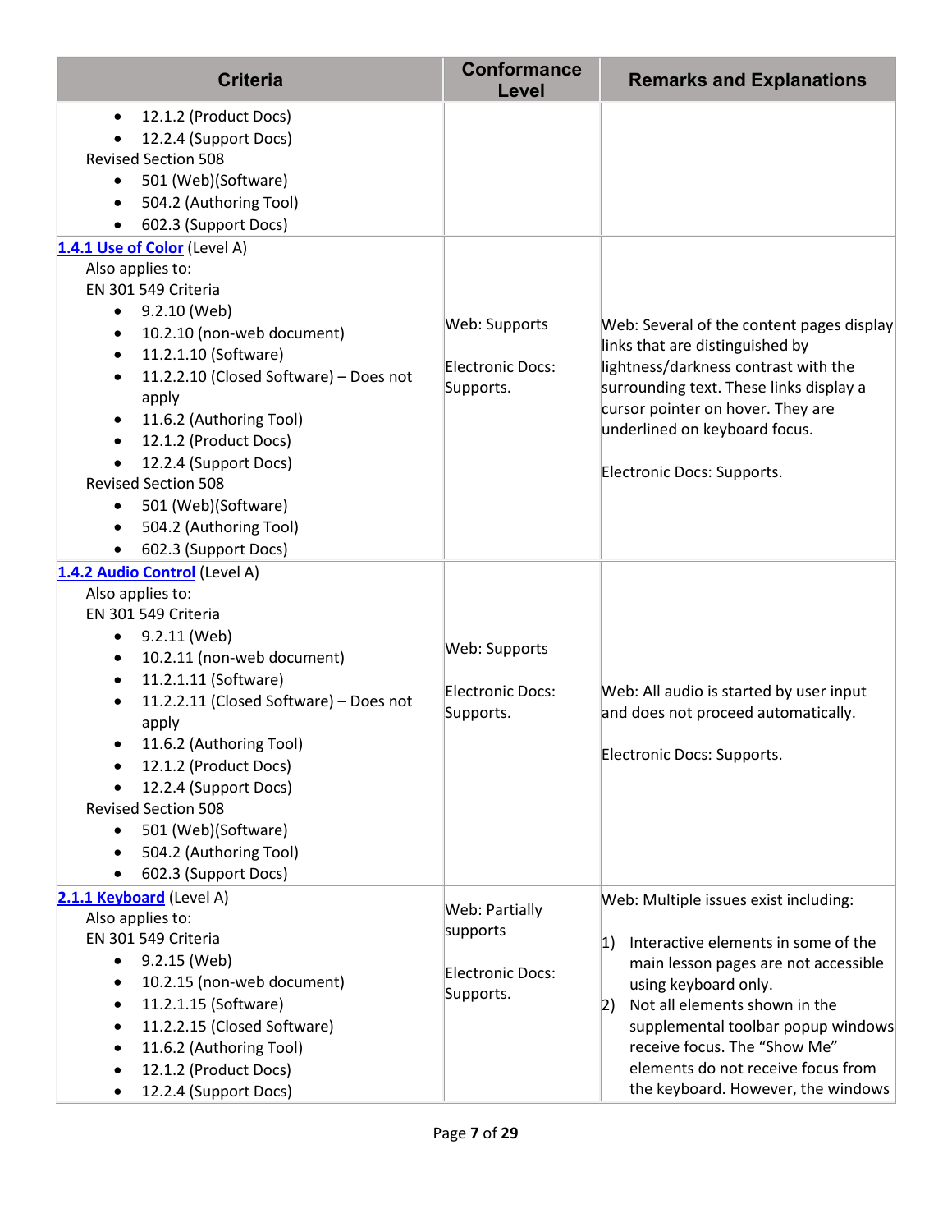| Criteria | Conformance Level | Remarks and Explanations |
| --- | --- | --- |
| <ul><li>12.1.2 (Product Docs)</li><li>12.2.4 (Support Docs)</li></ul>Revised Section 508<ul><li>501 (Web)(Software)</li><li>504.2 (Authoring Tool)</li><li>602.3 (Support Docs)</li></ul> | | |
| [1.4.1 Use of Color](#) (Level A)<br>Also applies to:<br>EN 301 549 Criteria<ul><li>9.2.10 (Web)</li><li>10.2.10 (non-web document)</li><li>11.2.1.10 (Software)</li><li>11.2.2.10 (Closed Software) – Does not apply</li><li>11.6.2 (Authoring Tool)</li><li>12.1.2 (Product Docs)</li><li>12.2.4 (Support Docs)</li></ul>Revised Section 508<ul><li>501 (Web)(Software)</li><li>504.2 (Authoring Tool)</li><li>602.3 (Support Docs)</li></ul> | Web: Supports<br><br>Electronic Docs: Supports. | Web: Several of the content pages display links that are distinguished by lightness/darkness contrast with the surrounding text. These links display a cursor pointer on hover. They are underlined on keyboard focus.<br><br>Electronic Docs: Supports. |
| [1.4.2 Audio Control](#) (Level A)<br>Also applies to:<br>EN 301 549 Criteria<ul><li>9.2.11 (Web)</li><li>10.2.11 (non-web document)</li><li>11.2.1.11 (Software)</li><li>11.2.2.11 (Closed Software) – Does not apply</li><li>11.6.2 (Authoring Tool)</li><li>12.1.2 (Product Docs)</li><li>12.2.4 (Support Docs)</li></ul>Revised Section 508<ul><li>501 (Web)(Software)</li><li>504.2 (Authoring Tool)</li><li>602.3 (Support Docs)</li></ul> | Web: Supports<br><br>Electronic Docs: Supports. | Web: All audio is started by user input and does not proceed automatically.<br><br>Electronic Docs: Supports. |
| [2.1.1 Keyboard](#) (Level A)<br>Also applies to:<br>EN 301 549 Criteria<ul><li>9.2.15 (Web)</li><li>10.2.15 (non-web document)</li><li>11.2.1.15 (Software)</li><li>11.2.2.15 (Closed Software)</li><li>11.6.2 (Authoring Tool)</li><li>12.1.2 (Product Docs)</li><li>12.2.4 (Support Docs)</li></ul> | Web: Partially supports<br><br>Electronic Docs: Supports. | Web: Multiple issues exist including:<br><br>1) Interactive elements in some of the main lesson pages are not accessible using keyboard only.<br>2) Not all elements shown in the supplemental toolbar popup windows receive focus. The “Show Me” elements do not receive focus from the keyboard. However, the windows |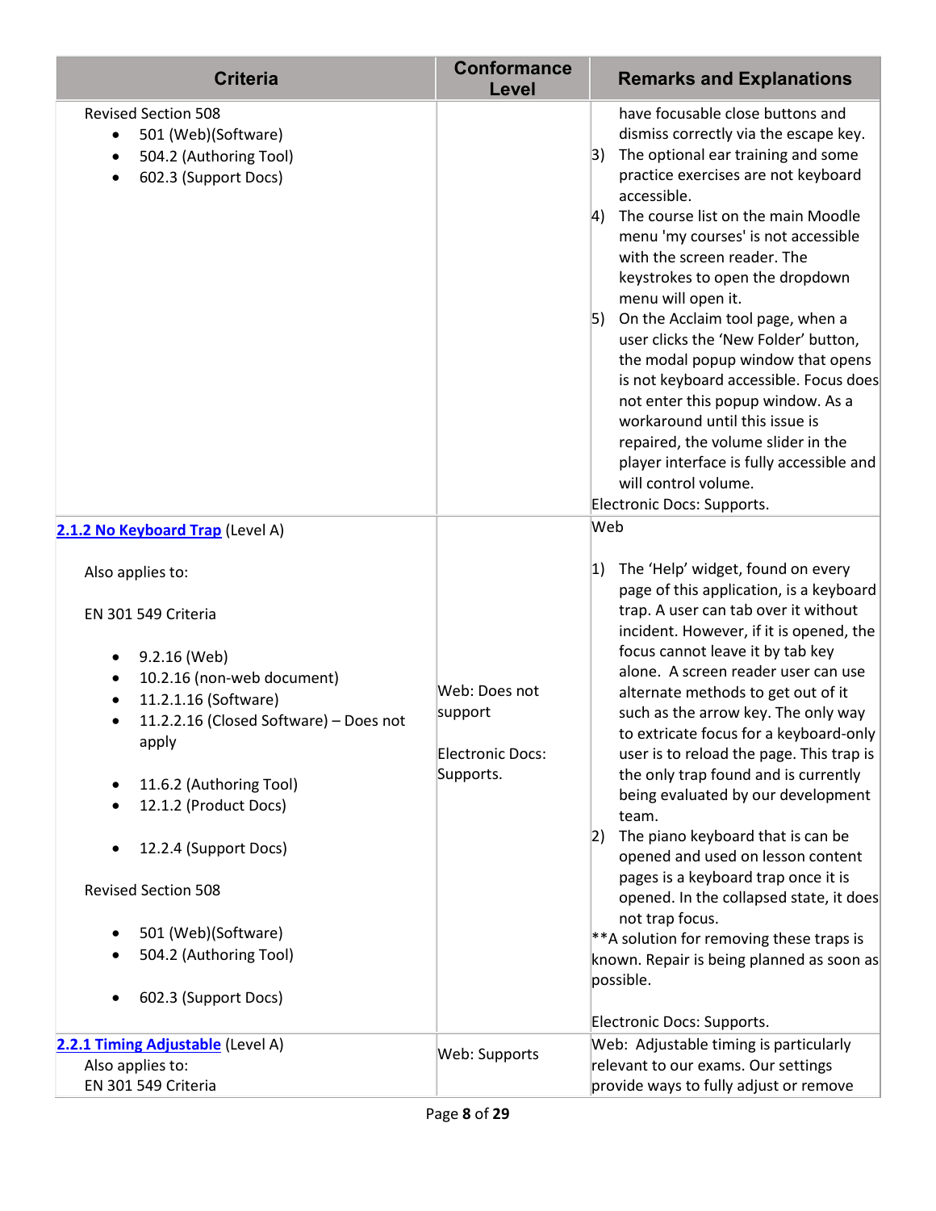| Criteria | Conformance Level | Remarks and Explanations |
|---|---|---|
| Revised Section 508<br>• 501 (Web)(Software)<br>• 504.2 (Authoring Tool)<br>• 602.3 (Support Docs) | | have focusable close buttons and dismiss correctly via the escape key.<br>3) The optional ear training and some practice exercises are not keyboard accessible.<br>4) The course list on the main Moodle menu 'my courses' is not accessible with the screen reader. The keystrokes to open the dropdown menu will open it.<br>5) On the Acclaim tool page, when a user clicks the 'New Folder' button, the modal popup window that opens is not keyboard accessible. Focus does not enter this popup window. As a workaround until this issue is repaired, the volume slider in the player interface is fully accessible and will control volume.<br>Electronic Docs: Supports. |
| [2.1.2 No Keyboard Trap](#) (Level A)<br><br>Also applies to:<br><br>EN 301 549 Criteria<br>• 9.2.16 (Web)<br>• 10.2.16 (non-web document)<br>• 11.2.1.16 (Software)<br>• 11.2.2.16 (Closed Software) – Does not apply<br>• 11.6.2 (Authoring Tool)<br>• 12.1.2 (Product Docs)<br>• 12.2.4 (Support Docs)<br><br>Revised Section 508<br>• 501 (Web)(Software)<br>• 504.2 (Authoring Tool)<br>• 602.3 (Support Docs) | Web: Does not support<br><br>Electronic Docs: Supports. | Web<br><br>1) The 'Help' widget, found on every page of this application, is a keyboard trap. A user can tab over it without incident. However, if it is opened, the focus cannot leave it by tab key alone. A screen reader user can use alternate methods to get out of it such as the arrow key. The only way to extricate focus for a keyboard-only user is to reload the page. This trap is the only trap found and is currently being evaluated by our development team.<br>2) The piano keyboard that is can be opened and used on lesson content pages is a keyboard trap once it is opened. In the collapsed state, it does not trap focus.<br>**A solution for removing these traps is known. Repair is being planned as soon as possible.<br><br>Electronic Docs: Supports. |
| [2.2.1 Timing Adjustable](#) (Level A)<br>Also applies to:<br>EN 301 549 Criteria | Web: Supports | Web: Adjustable timing is particularly relevant to our exams. Our settings provide ways to fully adjust or remove |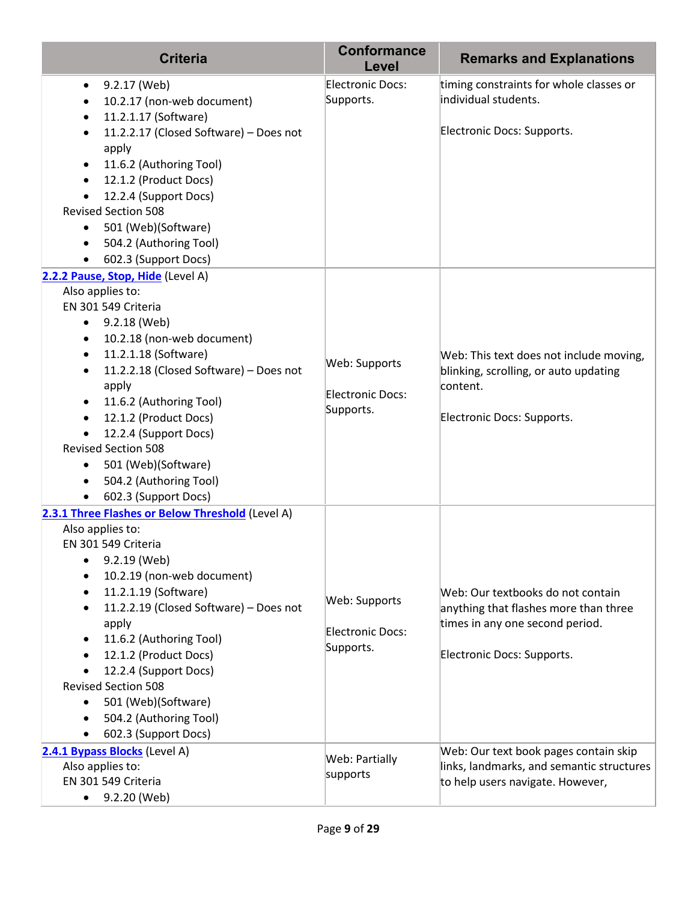| Criteria | Conformance Level | Remarks and Explanations |
| --- | --- | --- |
| • 9.2.17 (Web)<br>• 10.2.17 (non-web document)<br>• 11.2.1.17 (Software)<br>• 11.2.2.17 (Closed Software) – Does not apply<br>• 11.6.2 (Authoring Tool)<br>• 12.1.2 (Product Docs)<br>• 12.2.4 (Support Docs)<br>Revised Section 508<br>• 501 (Web)(Software)<br>• 504.2 (Authoring Tool)<br>• 602.3 (Support Docs) | Electronic Docs: Supports. | timing constraints for whole classes or individual students.<br><br>Electronic Docs: Supports. |
| **2.2.2 Pause, Stop, Hide** (Level A)<br>Also applies to:<br>EN 301 549 Criteria<br>• 9.2.18 (Web)<br>• 10.2.18 (non-web document)<br>• 11.2.1.18 (Software)<br>• 11.2.2.18 (Closed Software) – Does not apply<br>• 11.6.2 (Authoring Tool)<br>• 12.1.2 (Product Docs)<br>• 12.2.4 (Support Docs)<br>Revised Section 508<br>• 501 (Web)(Software)<br>• 504.2 (Authoring Tool)<br>• 602.3 (Support Docs) | Web: Supports<br><br>Electronic Docs: Supports. | Web: This text does not include moving, blinking, scrolling, or auto updating content.<br><br>Electronic Docs: Supports. |
| **2.3.1 Three Flashes or Below Threshold** (Level A)<br>Also applies to:<br>EN 301 549 Criteria<br>• 9.2.19 (Web)<br>• 10.2.19 (non-web document)<br>• 11.2.1.19 (Software)<br>• 11.2.2.19 (Closed Software) – Does not apply<br>• 11.6.2 (Authoring Tool)<br>• 12.1.2 (Product Docs)<br>• 12.2.4 (Support Docs)<br>Revised Section 508<br>• 501 (Web)(Software)<br>• 504.2 (Authoring Tool)<br>• 602.3 (Support Docs) | Web: Supports<br><br>Electronic Docs: Supports. | Web: Our textbooks do not contain anything that flashes more than three times in any one second period.<br><br>Electronic Docs: Supports. |
| **2.4.1 Bypass Blocks** (Level A)<br>Also applies to:<br>EN 301 549 Criteria<br>• 9.2.20 (Web) | Web: Partially supports | Web: Our text book pages contain skip links, landmarks, and semantic structures to help users navigate. However, |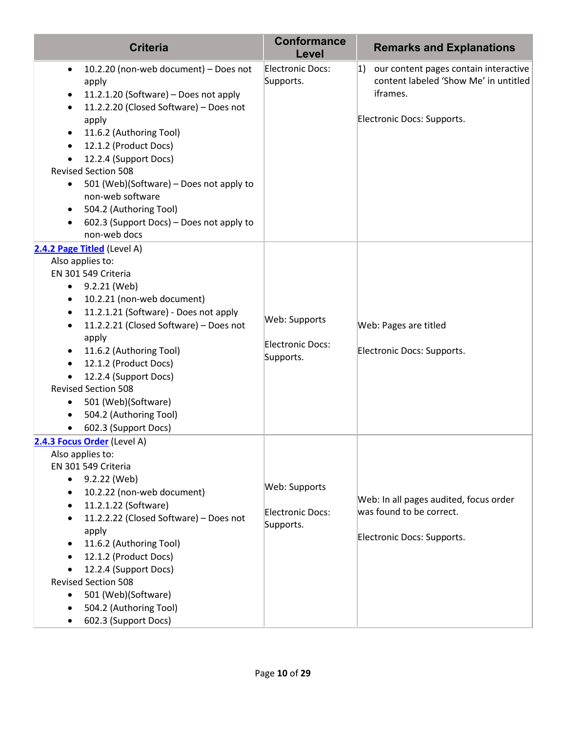| Criteria | Conformance Level | Remarks and Explanations |
|---|---|---|
| <ul><li>10.2.20 (non-web document) – Does not apply</li><li>11.2.1.20 (Software) – Does not apply</li><li>11.2.2.20 (Closed Software) – Does not apply</li><li>11.6.2 (Authoring Tool)</li><li>12.1.2 (Product Docs)</li><li>12.2.4 (Support Docs)</li></ul>Revised Section 508<ul><li>501 (Web)(Software) – Does not apply to non-web software</li><li>504.2 (Authoring Tool)</li><li>602.3 (Support Docs) – Does not apply to non-web docs</li></ul> | Electronic Docs: Supports. | 1) our content pages contain interactive content labeled 'Show Me' in untitled iframes.<br><br>Electronic Docs: Supports. |
| [2.4.2 Page Titled](#) (Level A)<br>Also applies to:<br>EN 301 549 Criteria<ul><li>9.2.21 (Web)</li><li>10.2.21 (non-web document)</li><li>11.2.1.21 (Software) - Does not apply</li><li>11.2.2.21 (Closed Software) – Does not apply</li><li>11.6.2 (Authoring Tool)</li><li>12.1.2 (Product Docs)</li><li>12.2.4 (Support Docs)</li></ul>Revised Section 508<ul><li>501 (Web)(Software)</li><li>504.2 (Authoring Tool)</li><li>602.3 (Support Docs)</li></ul> | Web: Supports<br><br>Electronic Docs: Supports. | Web: Pages are titled<br><br>Electronic Docs: Supports. |
| [2.4.3 Focus Order](#) (Level A)<br>Also applies to:<br>EN 301 549 Criteria<ul><li>9.2.22 (Web)</li><li>10.2.22 (non-web document)</li><li>11.2.1.22 (Software)</li><li>11.2.2.22 (Closed Software) – Does not apply</li><li>11.6.2 (Authoring Tool)</li><li>12.1.2 (Product Docs)</li><li>12.2.4 (Support Docs)</li></ul>Revised Section 508<ul><li>501 (Web)(Software)</li><li>504.2 (Authoring Tool)</li><li>602.3 (Support Docs)</li></ul> | Web: Supports<br><br>Electronic Docs: Supports. | Web: In all pages audited, focus order was found to be correct.<br><br>Electronic Docs: Supports. |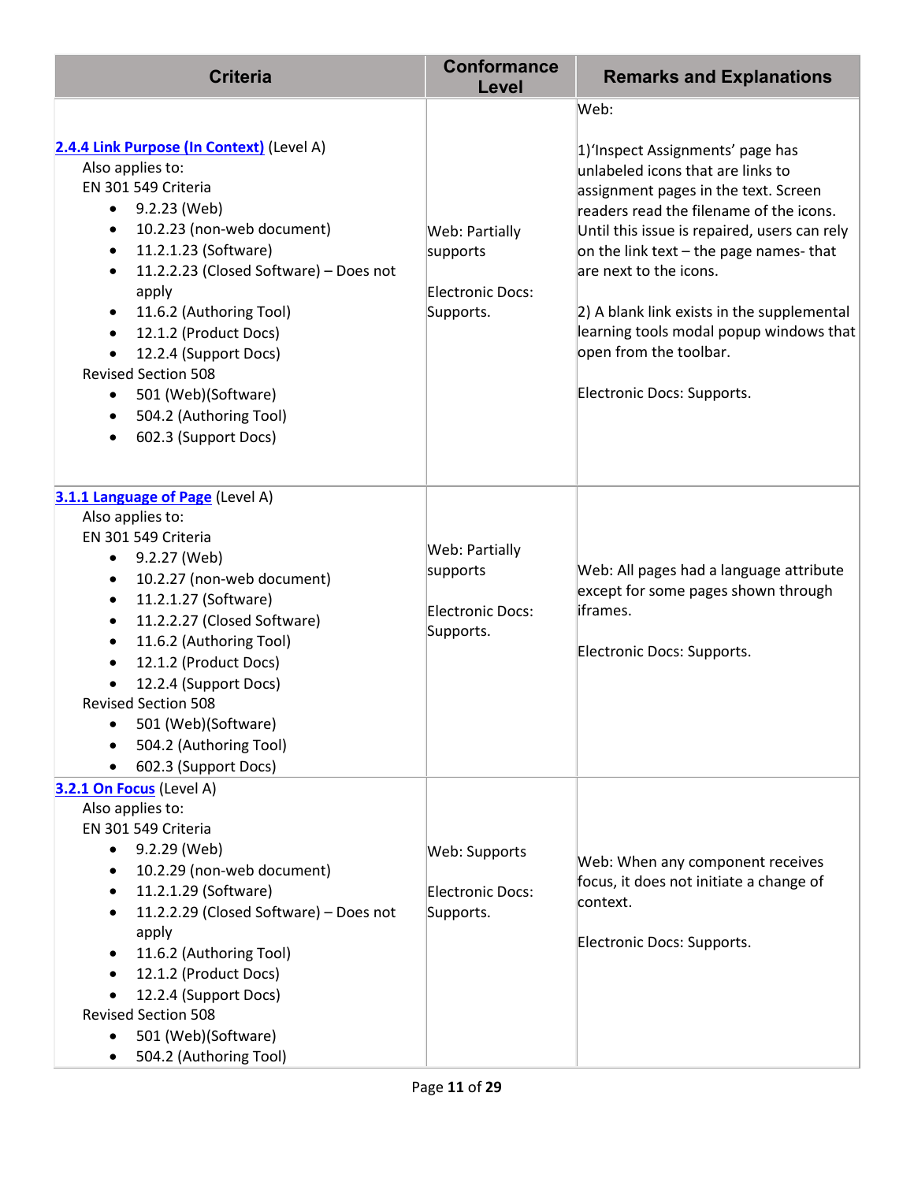| Criteria | Conformance Level | Remarks and Explanations |
| --- | --- | --- |
| **2.4.4 Link Purpose (In Context)** (Level A)<br>Also applies to:<br>EN 301 549 Criteria<br>• 9.2.23 (Web)<br>• 10.2.23 (non-web document)<br>• 11.2.1.23 (Software)<br>• 11.2.2.23 (Closed Software) – Does not apply<br>• 11.6.2 (Authoring Tool)<br>• 12.1.2 (Product Docs)<br>• 12.2.4 (Support Docs)<br>Revised Section 508<br>• 501 (Web)(Software)<br>• 504.2 (Authoring Tool)<br>• 602.3 (Support Docs) | Web: Partially supports<br><br>Electronic Docs: Supports. | Web:<br><br>1)'Inspect Assignments' page has unlabeled icons that are links to assignment pages in the text. Screen readers read the filename of the icons. Until this issue is repaired, users can rely on the link text – the page names- that are next to the icons.<br><br>2) A blank link exists in the supplemental learning tools modal popup windows that open from the toolbar.<br><br>Electronic Docs: Supports. |
| **3.1.1 Language of Page** (Level A)<br>Also applies to:<br>EN 301 549 Criteria<br>• 9.2.27 (Web)<br>• 10.2.27 (non-web document)<br>• 11.2.1.27 (Software)<br>• 11.2.2.27 (Closed Software)<br>• 11.6.2 (Authoring Tool)<br>• 12.1.2 (Product Docs)<br>• 12.2.4 (Support Docs)<br>Revised Section 508<br>• 501 (Web)(Software)<br>• 504.2 (Authoring Tool)<br>• 602.3 (Support Docs) | Web: Partially supports<br><br>Electronic Docs: Supports. | Web: All pages had a language attribute except for some pages shown through iframes.<br><br>Electronic Docs: Supports. |
| **3.2.1 On Focus** (Level A)<br>Also applies to:<br>EN 301 549 Criteria<br>• 9.2.29 (Web)<br>• 10.2.29 (non-web document)<br>• 11.2.1.29 (Software)<br>• 11.2.2.29 (Closed Software) – Does not apply<br>• 11.6.2 (Authoring Tool)<br>• 12.1.2 (Product Docs)<br>• 12.2.4 (Support Docs)<br>Revised Section 508<br>• 501 (Web)(Software)<br>• 504.2 (Authoring Tool) | Web: Supports<br><br>Electronic Docs: Supports. | Web: When any component receives focus, it does not initiate a change of context.<br><br>Electronic Docs: Supports. |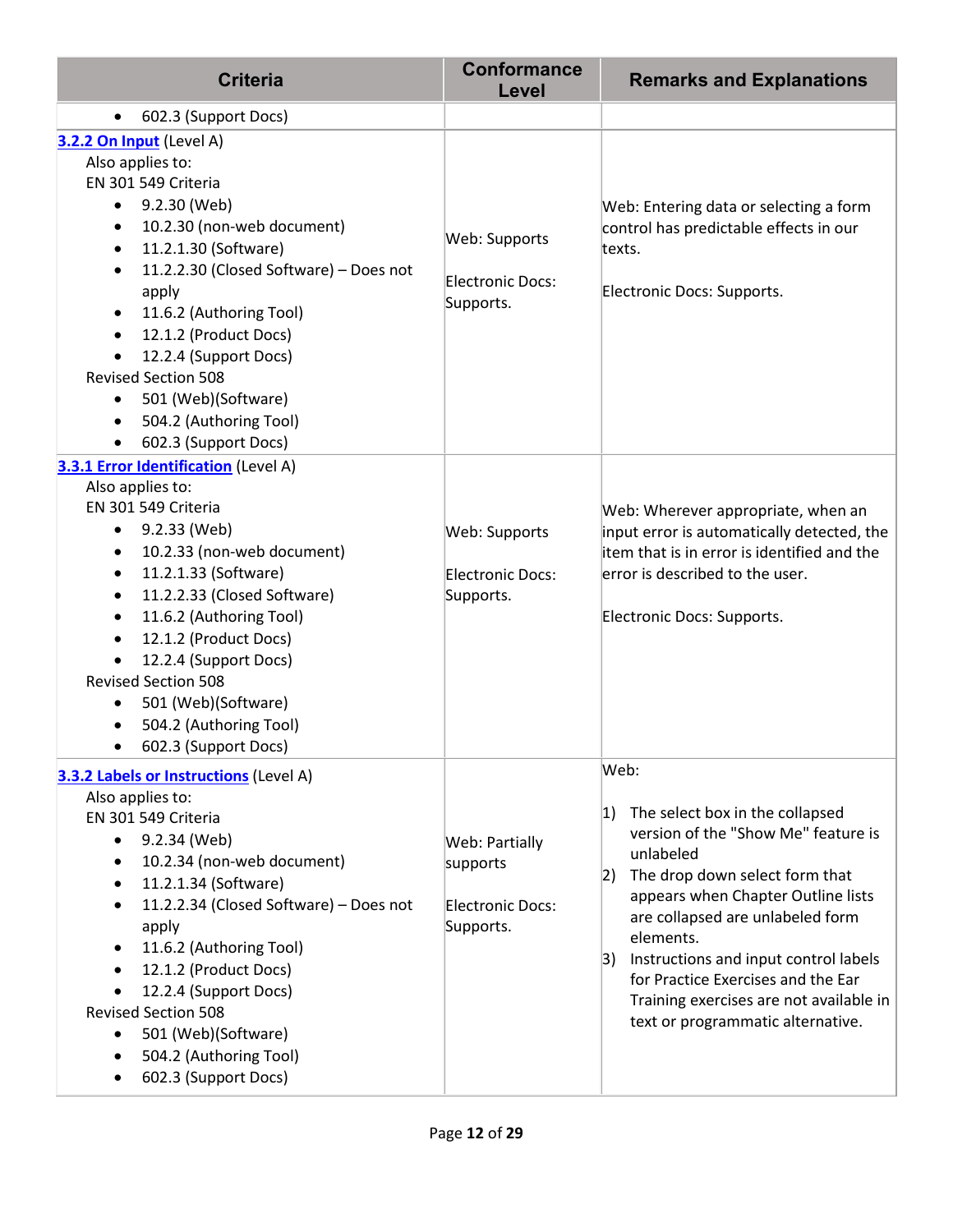| Criteria | Conformance Level | Remarks and Explanations |
|---|---|---|
| • 602.3 (Support Docs) | | |
| [3.2.2 On Input](#) (Level A)<br>Also applies to:<br>EN 301 549 Criteria<br>• 9.2.30 (Web)<br>• 10.2.30 (non-web document)<br>• 11.2.1.30 (Software)<br>• 11.2.2.30 (Closed Software) – Does not apply<br>• 11.6.2 (Authoring Tool)<br>• 12.1.2 (Product Docs)<br>• 12.2.4 (Support Docs)<br>Revised Section 508<br>• 501 (Web)(Software)<br>• 504.2 (Authoring Tool)<br>• 602.3 (Support Docs) | Web: Supports<br><br>Electronic Docs: Supports. | Web: Entering data or selecting a form control has predictable effects in our texts.<br><br>Electronic Docs: Supports. |
| [3.3.1 Error Identification](#) (Level A)<br>Also applies to:<br>EN 301 549 Criteria<br>• 9.2.33 (Web)<br>• 10.2.33 (non-web document)<br>• 11.2.1.33 (Software)<br>• 11.2.2.33 (Closed Software)<br>• 11.6.2 (Authoring Tool)<br>• 12.1.2 (Product Docs)<br>• 12.2.4 (Support Docs)<br>Revised Section 508<br>• 501 (Web)(Software)<br>• 504.2 (Authoring Tool)<br>• 602.3 (Support Docs) | Web: Supports<br><br>Electronic Docs: Supports. | Web: Wherever appropriate, when an input error is automatically detected, the item that is in error is identified and the error is described to the user.<br><br>Electronic Docs: Supports. |
| [3.3.2 Labels or Instructions](#) (Level A)<br>Also applies to:<br>EN 301 549 Criteria<br>• 9.2.34 (Web)<br>• 10.2.34 (non-web document)<br>• 11.2.1.34 (Software)<br>• 11.2.2.34 (Closed Software) – Does not apply<br>• 11.6.2 (Authoring Tool)<br>• 12.1.2 (Product Docs)<br>• 12.2.4 (Support Docs)<br>Revised Section 508<br>• 501 (Web)(Software)<br>• 504.2 (Authoring Tool)<br>• 602.3 (Support Docs) | Web: Partially supports<br><br>Electronic Docs: Supports. | Web:<br><br>1) The select box in the collapsed version of the "Show Me" feature is unlabeled<br>2) The drop down select form that appears when Chapter Outline lists are collapsed are unlabeled form elements.<br>3) Instructions and input control labels for Practice Exercises and the Ear Training exercises are not available in text or programmatic alternative. |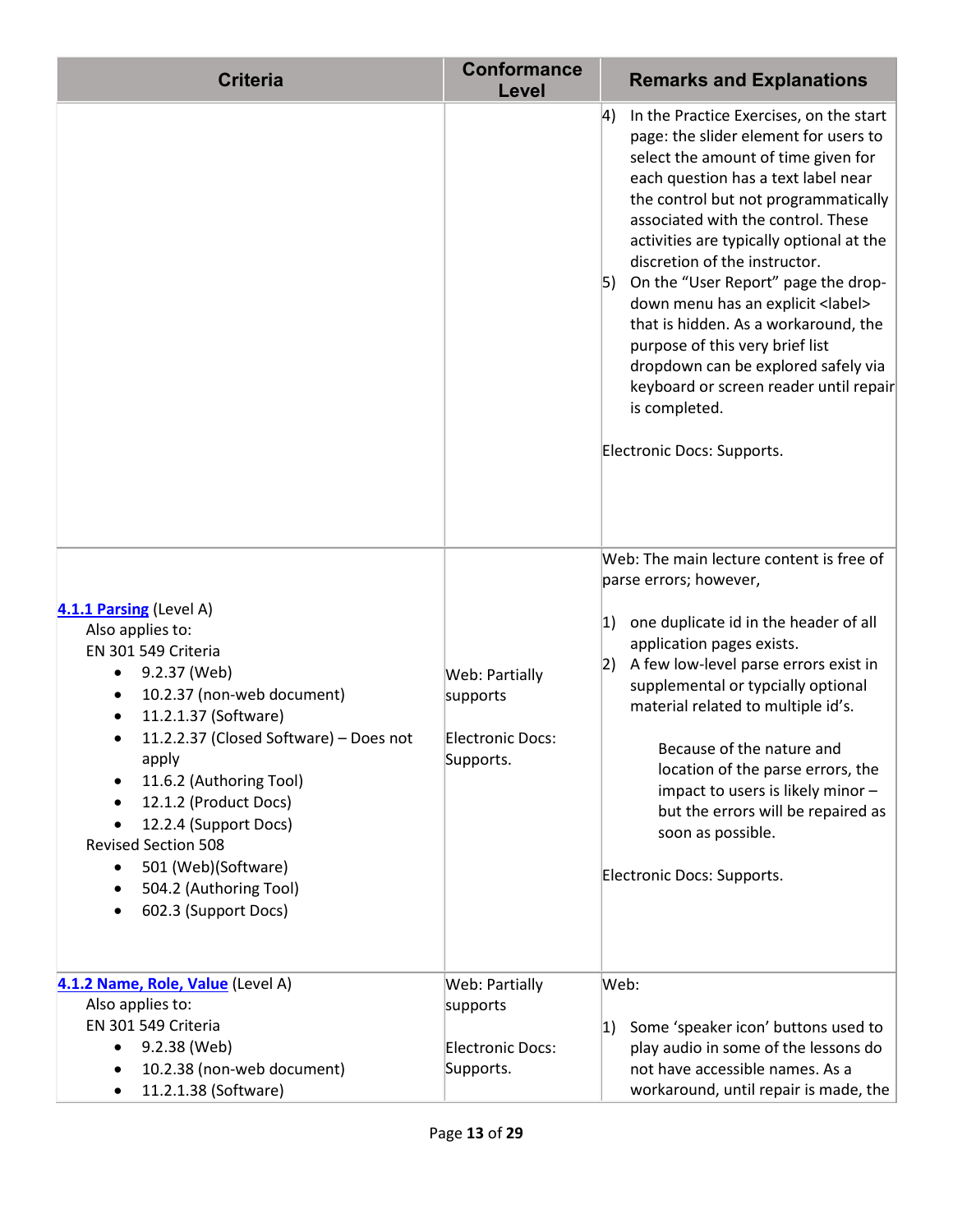| Criteria | Conformance Level | Remarks and Explanations |
|---|---|---|
| | | 4) In the Practice Exercises, on the start page: the slider element for users to select the amount of time given for each question has a text label near the control but not programmatically associated with the control. These activities are typically optional at the discretion of the instructor.<br>5) On the "User Report" page the drop-down menu has an explicit <label> that is hidden. As a workaround, the purpose of this very brief list dropdown can be explored safely via keyboard or screen reader until repair is completed.<br><br>Electronic Docs: Supports. |
| **4.1.1 Parsing** (Level A)<br>Also applies to:<br>EN 301 549 Criteria<br>• 9.2.37 (Web)<br>• 10.2.37 (non-web document)<br>• 11.2.1.37 (Software)<br>• 11.2.2.37 (Closed Software) – Does not apply<br>• 11.6.2 (Authoring Tool)<br>• 12.1.2 (Product Docs)<br>• 12.2.4 (Support Docs)<br>Revised Section 508<br>• 501 (Web)(Software)<br>• 504.2 (Authoring Tool)<br>• 602.3 (Support Docs) | Web: Partially supports<br><br>Electronic Docs: Supports. | Web: The main lecture content is free of parse errors; however,<br><br>1) one duplicate id in the header of all application pages exists.<br>2) A few low-level parse errors exist in supplemental or typcially optional material related to multiple id's.<br><br>Because of the nature and location of the parse errors, the impact to users is likely minor – but the errors will be repaired as soon as possible.<br><br>Electronic Docs: Supports. |
| **4.1.2 Name, Role, Value** (Level A)<br>Also applies to:<br>EN 301 549 Criteria<br>• 9.2.38 (Web)<br>• 10.2.38 (non-web document)<br>• 11.2.1.38 (Software) | Web: Partially supports<br><br>Electronic Docs: Supports. | Web:<br><br>1) Some 'speaker icon' buttons used to play audio in some of the lessons do not have accessible names. As a workaround, until repair is made, the |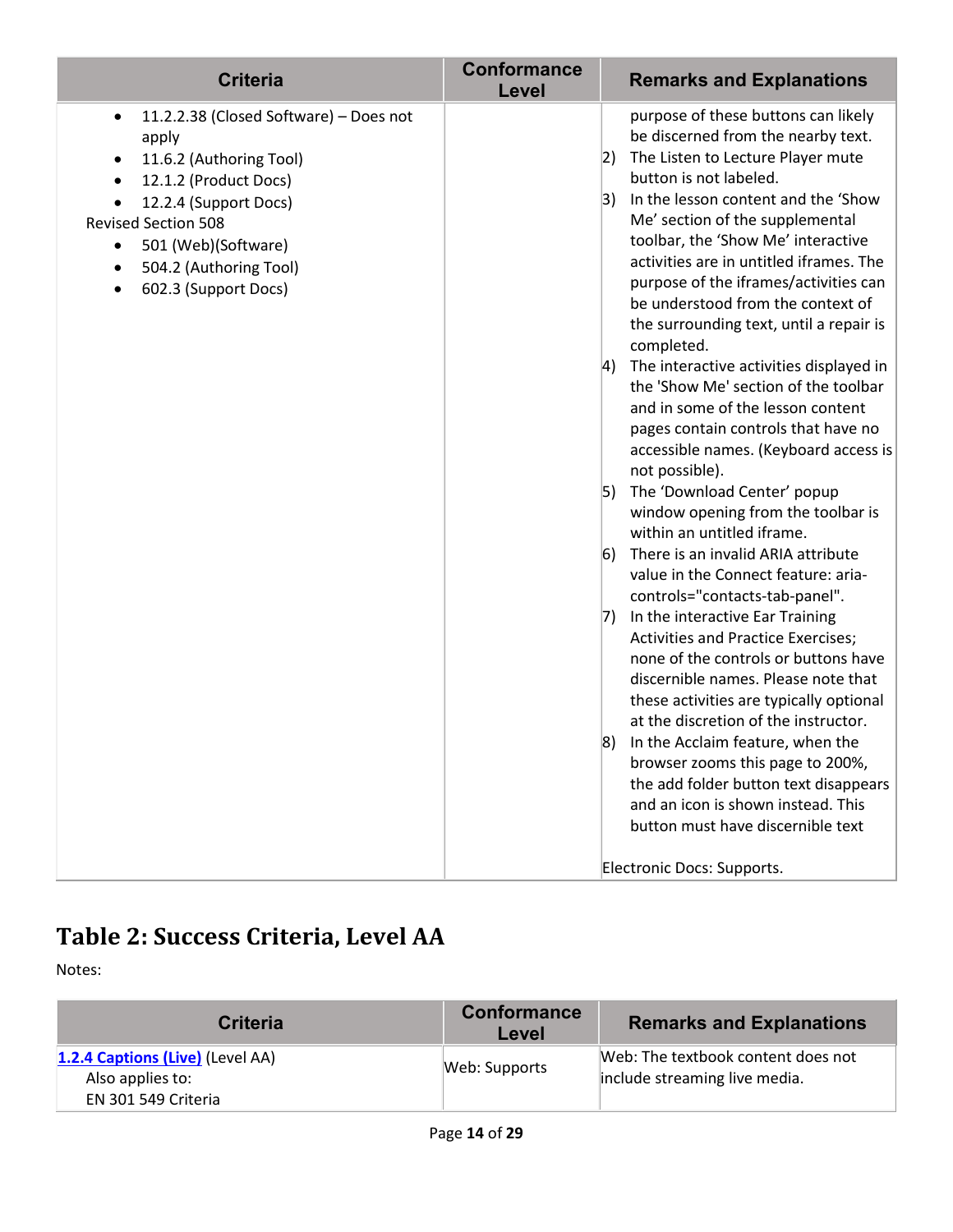| Criteria | Conformance Level | Remarks and Explanations |
|---|---|---|
| • 11.2.2.38 (Closed Software) – Does not apply<br>• 11.6.2 (Authoring Tool)<br>• 12.1.2 (Product Docs)<br>• 12.2.4 (Support Docs)<br>Revised Section 508<br>• 501 (Web)(Software)<br>• 504.2 (Authoring Tool)<br>• 602.3 (Support Docs) | | purpose of these buttons can likely be discerned from the nearby text.<br>2) The Listen to Lecture Player mute button is not labeled.<br>3) In the lesson content and the 'Show Me' section of the supplemental toolbar, the 'Show Me' interactive activities are in untitled iframes. The purpose of the iframes/activities can be understood from the context of the surrounding text, until a repair is completed.<br>4) The interactive activities displayed in the 'Show Me' section of the toolbar and in some of the lesson content pages contain controls that have no accessible names. (Keyboard access is not possible).<br>5) The 'Download Center' popup window opening from the toolbar is within an untitled iframe.<br>6) There is an invalid ARIA attribute value in the Connect feature: aria-controls="contacts-tab-panel".<br>7) In the interactive Ear Training Activities and Practice Exercises; none of the controls or buttons have discernible names. Please note that these activities are typically optional at the discretion of the instructor.<br>8) In the Acclaim feature, when the browser zooms this page to 200%, the add folder button text disappears and an icon is shown instead. This button must have discernible text<br><br>Electronic Docs: Supports. |

## Table 2: Success Criteria, Level AA

Notes:

| Criteria | Conformance Level | Remarks and Explanations |
|---|---|---|
| **1.2.4 Captions (Live)** (Level AA)<br>Also applies to:<br>EN 301 549 Criteria | Web: Supports | Web: The textbook content does not include streaming live media. |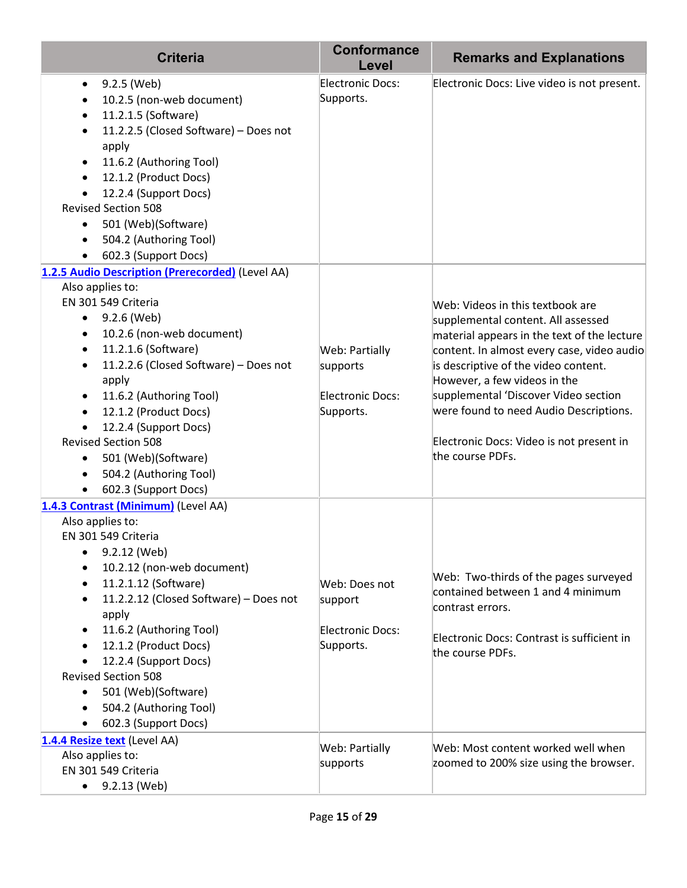| Criteria | Conformance Level | Remarks and Explanations |
| --- | --- | --- |
| <ul><li>9.2.5 (Web)</li><li>10.2.5 (non-web document)</li><li>11.2.1.5 (Software)</li><li>11.2.2.5 (Closed Software) – Does not apply</li><li>11.6.2 (Authoring Tool)</li><li>12.1.2 (Product Docs)</li><li>12.2.4 (Support Docs)</li></ul>Revised Section 508<ul><li>501 (Web)(Software)</li><li>504.2 (Authoring Tool)</li><li>602.3 (Support Docs)</li></ul> | Electronic Docs: Supports. | Electronic Docs: Live video is not present. |
| **1.2.5 Audio Description (Prerecorded)** (Level AA)<br>Also applies to:<br>EN 301 549 Criteria<ul><li>9.2.6 (Web)</li><li>10.2.6 (non-web document)</li><li>11.2.1.6 (Software)</li><li>11.2.2.6 (Closed Software) – Does not apply</li><li>11.6.2 (Authoring Tool)</li><li>12.1.2 (Product Docs)</li><li>12.2.4 (Support Docs)</li></ul>Revised Section 508<ul><li>501 (Web)(Software)</li><li>504.2 (Authoring Tool)</li><li>602.3 (Support Docs)</li></ul> | Web: Partially supports<br><br>Electronic Docs: Supports. | Web: Videos in this textbook are supplemental content. All assessed material appears in the text of the lecture content. In almost every case, video audio is descriptive of the video content. However, a few videos in the supplemental 'Discover Video section were found to need Audio Descriptions.<br><br>Electronic Docs: Video is not present in the course PDFs. |
| **1.4.3 Contrast (Minimum)** (Level AA)<br>Also applies to:<br>EN 301 549 Criteria<ul><li>9.2.12 (Web)</li><li>10.2.12 (non-web document)</li><li>11.2.1.12 (Software)</li><li>11.2.2.12 (Closed Software) – Does not apply</li><li>11.6.2 (Authoring Tool)</li><li>12.1.2 (Product Docs)</li><li>12.2.4 (Support Docs)</li></ul>Revised Section 508<ul><li>501 (Web)(Software)</li><li>504.2 (Authoring Tool)</li><li>602.3 (Support Docs)</li></ul> | Web: Does not support<br><br>Electronic Docs: Supports. | Web: Two-thirds of the pages surveyed contained between 1 and 4 minimum contrast errors.<br><br>Electronic Docs: Contrast is sufficient in the course PDFs. |
| **1.4.4 Resize text** (Level AA)<br>Also applies to:<br>EN 301 549 Criteria<ul><li>9.2.13 (Web)</li></ul> | Web: Partially supports | Web: Most content worked well when zoomed to 200% size using the browser. |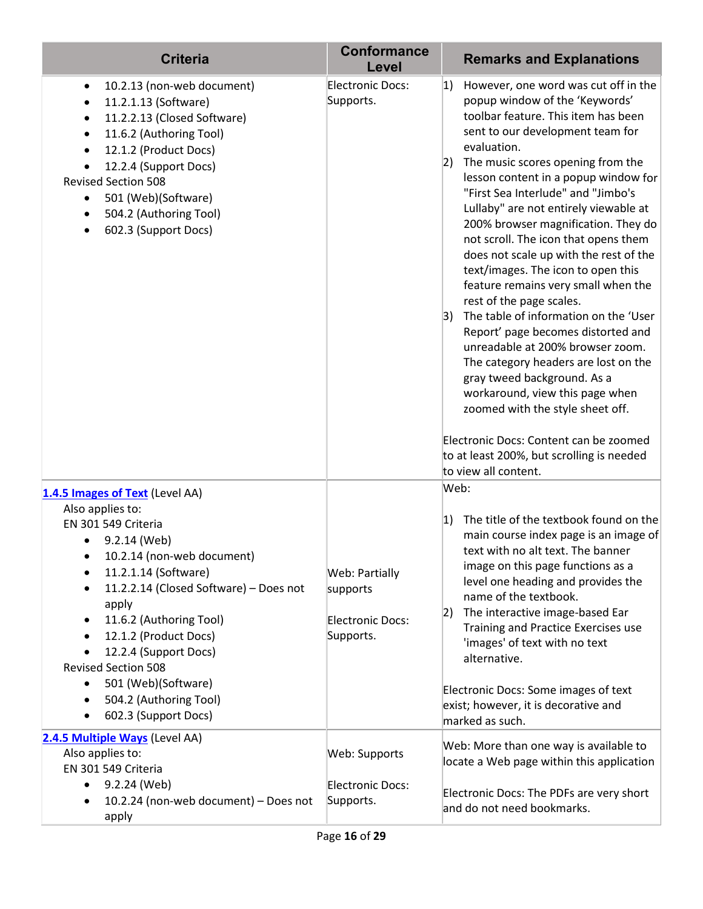| Criteria | Conformance Level | Remarks and Explanations |
|---|---|---|
| <ul><li>10.2.13 (non-web document)</li><li>11.2.1.13 (Software)</li><li>11.2.2.13 (Closed Software)</li><li>11.6.2 (Authoring Tool)</li><li>12.1.2 (Product Docs)</li><li>12.2.4 (Support Docs)</li></ul>Revised Section 508<ul><li>501 (Web)(Software)</li><li>504.2 (Authoring Tool)</li><li>602.3 (Support Docs)</li></ul> | Electronic Docs: Supports. | 1) However, one word was cut off in the popup window of the 'Keywords' toolbar feature. This item has been sent to our development team for evaluation.<br>2) The music scores opening from the lesson content in a popup window for "First Sea Interlude" and "Jimbo's Lullaby" are not entirely viewable at 200% browser magnification. They do not scroll. The icon that opens them does not scale up with the rest of the text/images. The icon to open this feature remains very small when the rest of the page scales.<br>3) The table of information on the 'User Report' page becomes distorted and unreadable at 200% browser zoom. The category headers are lost on the gray tweed background. As a workaround, view this page when zoomed with the style sheet off.<br><br>Electronic Docs: Content can be zoomed to at least 200%, but scrolling is needed to view all content. |
| [1.4.5 Images of Text](http://www.w3.org/TR/WCAG20/#visual-audio-contrast-text-presentation) (Level AA)<br>Also applies to:<br>EN 301 549 Criteria<ul><li>9.2.14 (Web)</li><li>10.2.14 (non-web document)</li><li>11.2.1.14 (Software)</li><li>11.2.2.14 (Closed Software) – Does not apply</li><li>11.6.2 (Authoring Tool)</li><li>12.1.2 (Product Docs)</li><li>12.2.4 (Support Docs)</li></ul>Revised Section 508<ul><li>501 (Web)(Software)</li><li>504.2 (Authoring Tool)</li><li>602.3 (Support Docs)</li></ul> | Web: Partially supports<br><br>Electronic Docs: Supports. | Web:<br><br>1) The title of the textbook found on the main course index page is an image of text with no alt text. The banner image on this page functions as a level one heading and provides the name of the textbook.<br>2) The interactive image-based Ear Training and Practice Exercises use 'images' of text with no text alternative.<br><br>Electronic Docs: Some images of text exist; however, it is decorative and marked as such. |
| [2.4.5 Multiple Ways](http://www.w3.org/TR/WCAG20/#navigation-mechanisms-mult-loc) (Level AA)<br>Also applies to:<br>EN 301 549 Criteria<ul><li>9.2.24 (Web)</li><li>10.2.24 (non-web document) – Does not apply</li></ul> | Web: Supports<br><br>Electronic Docs: Supports. | Web: More than one way is available to locate a Web page within this application<br><br>Electronic Docs: The PDFs are very short and do not need bookmarks. |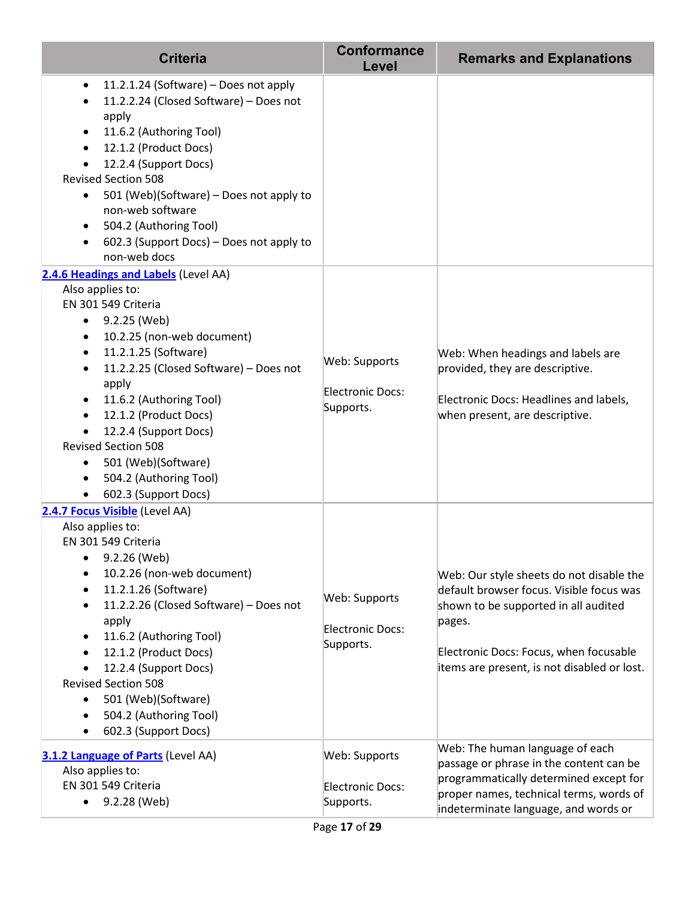| Criteria | Conformance Level | Remarks and Explanations |
|---|---|---|
| <ul><li>11.2.1.24 (Software) – Does not apply</li><li>11.2.2.24 (Closed Software) – Does not apply</li><li>11.6.2 (Authoring Tool)</li><li>12.1.2 (Product Docs)</li><li>12.2.4 (Support Docs)</li></ul>Revised Section 508<ul><li>501 (Web)(Software) – Does not apply to non-web software</li><li>504.2 (Authoring Tool)</li><li>602.3 (Support Docs) – Does not apply to non-web docs</li></ul> | | |
| **[2.4.6 Headings and Labels]** (Level AA)<br>Also applies to:<br>EN 301 549 Criteria<ul><li>9.2.25 (Web)</li><li>10.2.25 (non-web document)</li><li>11.2.1.25 (Software)</li><li>11.2.2.25 (Closed Software) – Does not apply</li><li>11.6.2 (Authoring Tool)</li><li>12.1.2 (Product Docs)</li><li>12.2.4 (Support Docs)</li></ul>Revised Section 508<ul><li>501 (Web)(Software)</li><li>504.2 (Authoring Tool)</li><li>602.3 (Support Docs)</li></ul> | Web: Supports<br><br>Electronic Docs: Supports. | Web: When headings and labels are provided, they are descriptive.<br><br>Electronic Docs: Headlines and labels, when present, are descriptive. |
| **[2.4.7 Focus Visible]** (Level AA)<br>Also applies to:<br>EN 301 549 Criteria<ul><li>9.2.26 (Web)</li><li>10.2.26 (non-web document)</li><li>11.2.1.26 (Software)</li><li>11.2.2.26 (Closed Software) – Does not apply</li><li>11.6.2 (Authoring Tool)</li><li>12.1.2 (Product Docs)</li><li>12.2.4 (Support Docs)</li></ul>Revised Section 508<ul><li>501 (Web)(Software)</li><li>504.2 (Authoring Tool)</li><li>602.3 (Support Docs)</li></ul> | Web: Supports<br><br>Electronic Docs: Supports. | Web: Our style sheets do not disable the default browser focus. Visible focus was shown to be supported in all audited pages.<br><br>Electronic Docs: Focus, when focusable items are present, is not disabled or lost. |
| **[3.1.2 Language of Parts]** (Level AA)<br>Also applies to:<br>EN 301 549 Criteria<ul><li>9.2.28 (Web)</li></ul> | Web: Supports<br><br>Electronic Docs: Supports. | Web: The human language of each passage or phrase in the content can be programmatically determined except for proper names, technical terms, words of indeterminate language, and words or |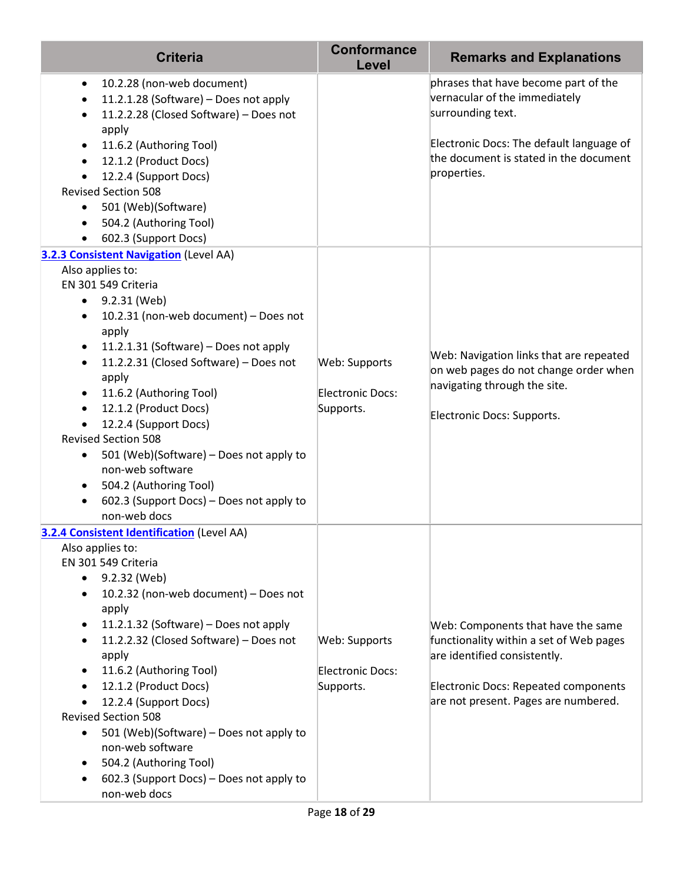| Criteria | Conformance Level | Remarks and Explanations |
| --- | --- | --- |
| <ul><li>10.2.28 (non-web document)</li><li>11.2.1.28 (Software) – Does not apply</li><li>11.2.2.28 (Closed Software) – Does not apply</li><li>11.6.2 (Authoring Tool)</li><li>12.1.2 (Product Docs)</li><li>12.2.4 (Support Docs)</li></ul>Revised Section 508<ul><li>501 (Web)(Software)</li><li>504.2 (Authoring Tool)</li><li>602.3 (Support Docs)</li></ul> | | phrases that have become part of the vernacular of the immediately surrounding text.<br><br>Electronic Docs: The default language of the document is stated in the document properties. |
| **3.2.3 Consistent Navigation** (Level AA)<br>Also applies to:<br>EN 301 549 Criteria<ul><li>9.2.31 (Web)</li><li>10.2.31 (non-web document) – Does not apply</li><li>11.2.1.31 (Software) – Does not apply</li><li>11.2.2.31 (Closed Software) – Does not apply</li><li>11.6.2 (Authoring Tool)</li><li>12.1.2 (Product Docs)</li><li>12.2.4 (Support Docs)</li></ul>Revised Section 508<ul><li>501 (Web)(Software) – Does not apply to non-web software</li><li>504.2 (Authoring Tool)</li><li>602.3 (Support Docs) – Does not apply to non-web docs</li></ul> | Web: Supports<br><br>Electronic Docs: Supports. | Web: Navigation links that are repeated on web pages do not change order when navigating through the site.<br><br>Electronic Docs: Supports. |
| **3.2.4 Consistent Identification** (Level AA)<br>Also applies to:<br>EN 301 549 Criteria<ul><li>9.2.32 (Web)</li><li>10.2.32 (non-web document) – Does not apply</li><li>11.2.1.32 (Software) – Does not apply</li><li>11.2.2.32 (Closed Software) – Does not apply</li><li>11.6.2 (Authoring Tool)</li><li>12.1.2 (Product Docs)</li><li>12.2.4 (Support Docs)</li></ul>Revised Section 508<ul><li>501 (Web)(Software) – Does not apply to non-web software</li><li>504.2 (Authoring Tool)</li><li>602.3 (Support Docs) – Does not apply to non-web docs</li></ul> | Web: Supports<br><br>Electronic Docs: Supports. | Web: Components that have the same functionality within a set of Web pages are identified consistently.<br><br>Electronic Docs: Repeated components are not present. Pages are numbered. |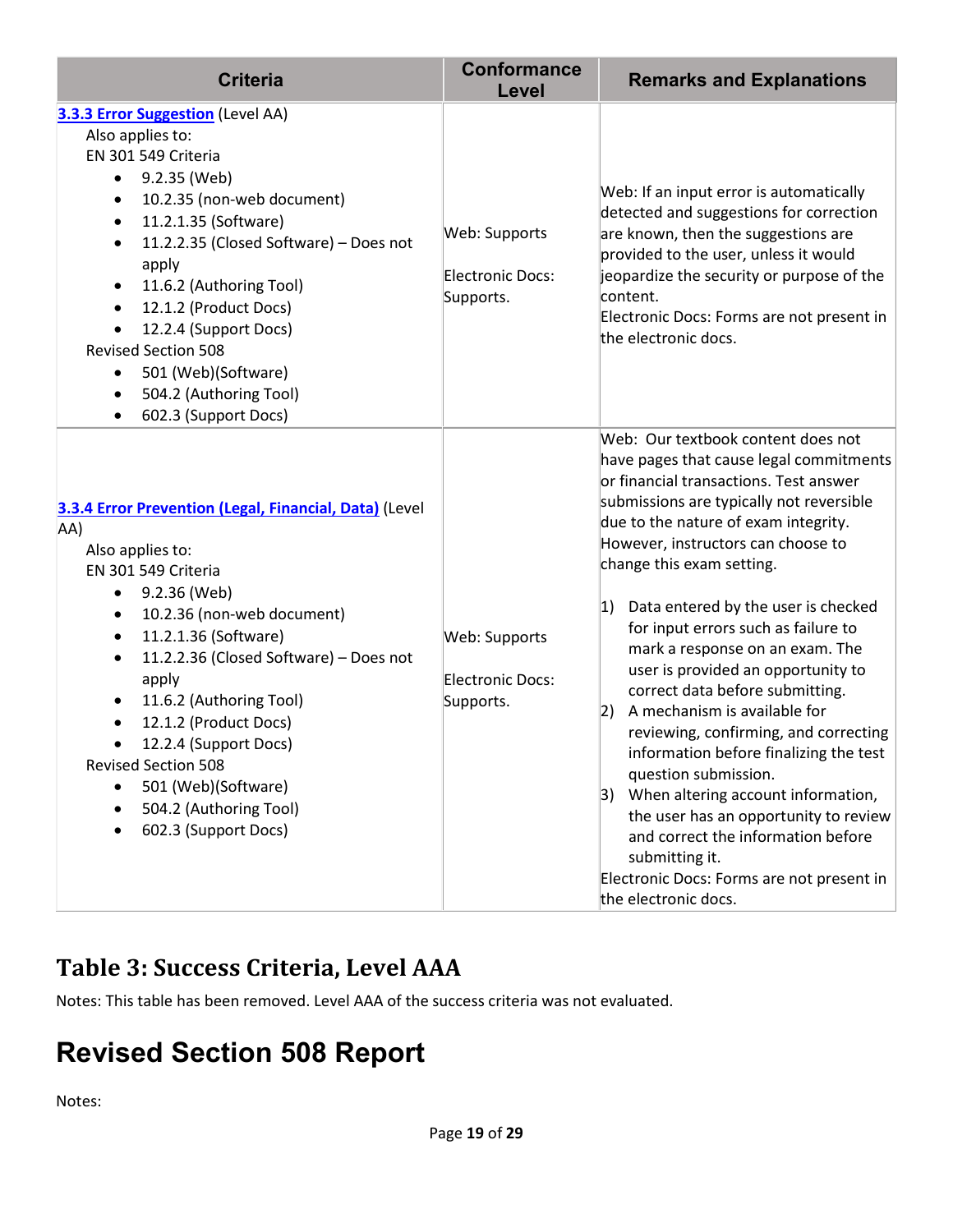| Criteria | Conformance Level | Remarks and Explanations |
|---|---|---|
| [3.3.3 Error Suggestion](#) (Level AA)<br>Also applies to:<br>EN 301 549 Criteria<br>• 9.2.35 (Web)<br>• 10.2.35 (non-web document)<br>• 11.2.1.35 (Software)<br>• 11.2.2.35 (Closed Software) – Does not apply<br>• 11.6.2 (Authoring Tool)<br>• 12.1.2 (Product Docs)<br>• 12.2.4 (Support Docs)<br>Revised Section 508<br>• 501 (Web)(Software)<br>• 504.2 (Authoring Tool)<br>• 602.3 (Support Docs) | Web: Supports<br><br>Electronic Docs: Supports. | Web: If an input error is automatically detected and suggestions for correction are known, then the suggestions are provided to the user, unless it would jeopardize the security or purpose of the content.<br>Electronic Docs: Forms are not present in the electronic docs. |
| [3.3.4 Error Prevention (Legal, Financial, Data)](#) (Level AA)<br>Also applies to:<br>EN 301 549 Criteria<br>• 9.2.36 (Web)<br>• 10.2.36 (non-web document)<br>• 11.2.1.36 (Software)<br>• 11.2.2.36 (Closed Software) – Does not apply<br>• 11.6.2 (Authoring Tool)<br>• 12.1.2 (Product Docs)<br>• 12.2.4 (Support Docs)<br>Revised Section 508<br>• 501 (Web)(Software)<br>• 504.2 (Authoring Tool)<br>• 602.3 (Support Docs) | Web: Supports<br><br>Electronic Docs: Supports. | Web: Our textbook content does not have pages that cause legal commitments or financial transactions. Test answer submissions are typically not reversible due to the nature of exam integrity. However, instructors can choose to change this exam setting.<br><br>1) Data entered by the user is checked for input errors such as failure to mark a response on an exam. The user is provided an opportunity to correct data before submitting.<br>2) A mechanism is available for reviewing, confirming, and correcting information before finalizing the test question submission.<br>3) When altering account information, the user has an opportunity to review and correct the information before submitting it.<br>Electronic Docs: Forms are not present in the electronic docs. |

## Table 3: Success Criteria, Level AAA

Notes: This table has been removed. Level AAA of the success criteria was not evaluated.

# Revised Section 508 Report

Notes: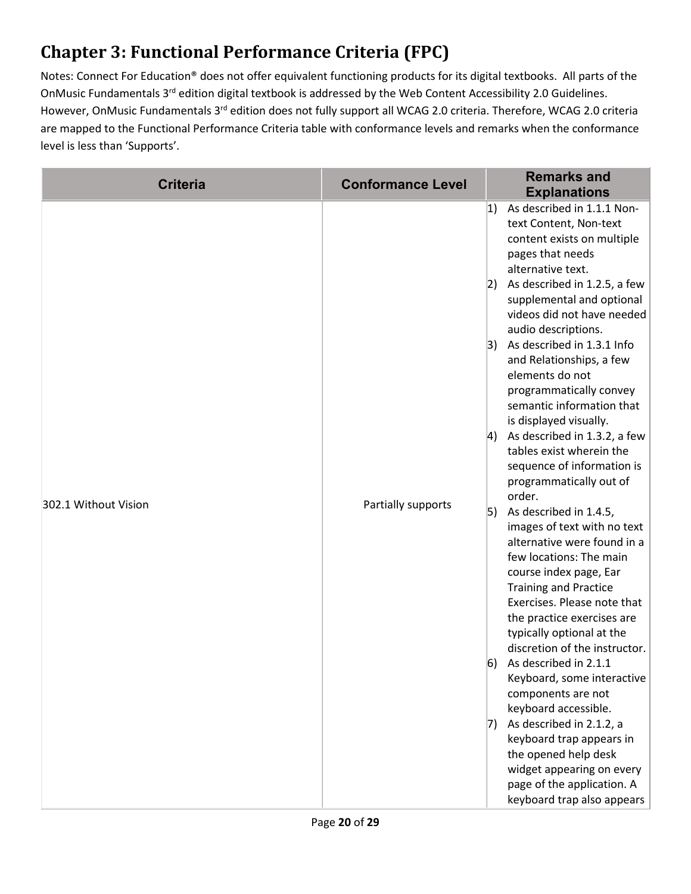# Chapter 3: Functional Performance Criteria (FPC)

Notes: Connect For Education® does not offer equivalent functioning products for its digital textbooks. All parts of the OnMusic Fundamentals 3rd edition digital textbook is addressed by the Web Content Accessibility 2.0 Guidelines. However, OnMusic Fundamentals 3rd edition does not fully support all WCAG 2.0 criteria. Therefore, WCAG 2.0 criteria are mapped to the Functional Performance Criteria table with conformance levels and remarks when the conformance level is less than 'Supports'.

| Criteria | Conformance Level | Remarks and Explanations |
|---|---|---|
| 302.1 Without Vision | Partially supports | 1) As described in 1.1.1 Non-text Content, Non-text content exists on multiple pages that needs alternative text.<br>2) As described in 1.2.5, a few supplemental and optional videos did not have needed audio descriptions.<br>3) As described in 1.3.1 Info and Relationships, a few elements do not programmatically convey semantic information that is displayed visually.<br>4) As described in 1.3.2, a few tables exist wherein the sequence of information is programmatically out of order.<br>5) As described in 1.4.5, images of text with no text alternative were found in a few locations: The main course index page, Ear Training and Practice Exercises. Please note that the practice exercises are typically optional at the discretion of the instructor.<br>6) As described in 2.1.1 Keyboard, some interactive components are not keyboard accessible.<br>7) As described in 2.1.2, a keyboard trap appears in the opened help desk widget appearing on every page of the application. A keyboard trap also appears |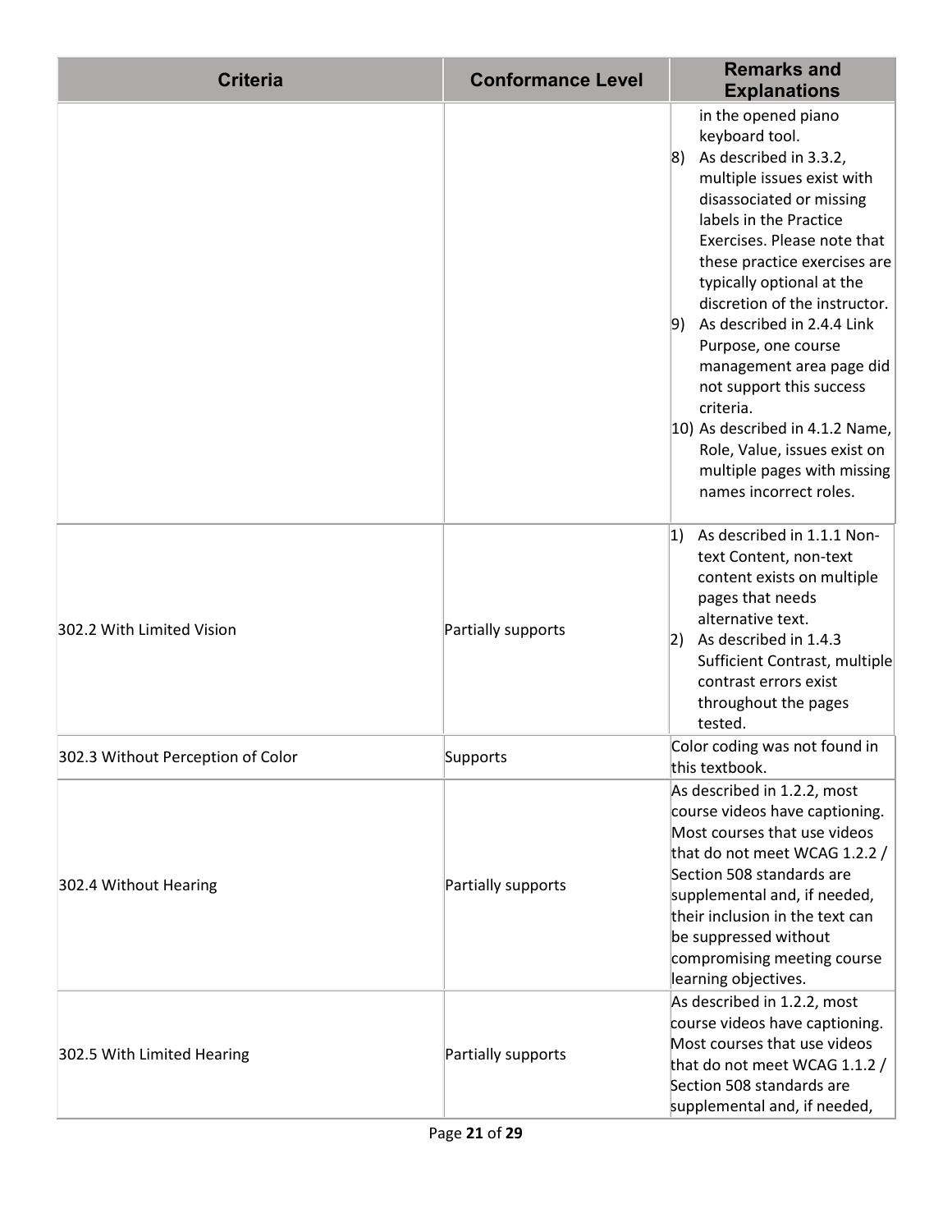| Criteria | Conformance Level | Remarks and Explanations |
|---|---|---|
| | | in the opened piano keyboard tool.<br>8) As described in 3.3.2, multiple issues exist with disassociated or missing labels in the Practice Exercises. Please note that these practice exercises are typically optional at the discretion of the instructor.<br>9) As described in 2.4.4 Link Purpose, one course management area page did not support this success criteria.<br>10) As described in 4.1.2 Name, Role, Value, issues exist on multiple pages with missing names incorrect roles. |
| 302.2 With Limited Vision | Partially supports | 1) As described in 1.1.1 Non-text Content, non-text content exists on multiple pages that needs alternative text.<br>2) As described in 1.4.3 Sufficient Contrast, multiple contrast errors exist throughout the pages tested. |
| 302.3 Without Perception of Color | Supports | Color coding was not found in this textbook. |
| 302.4 Without Hearing | Partially supports | As described in 1.2.2, most course videos have captioning. Most courses that use videos that do not meet WCAG 1.2.2 / Section 508 standards are supplemental and, if needed, their inclusion in the text can be suppressed without compromising meeting course learning objectives. |
| 302.5 With Limited Hearing | Partially supports | As described in 1.2.2, most course videos have captioning. Most courses that use videos that do not meet WCAG 1.1.2 / Section 508 standards are supplemental and, if needed, |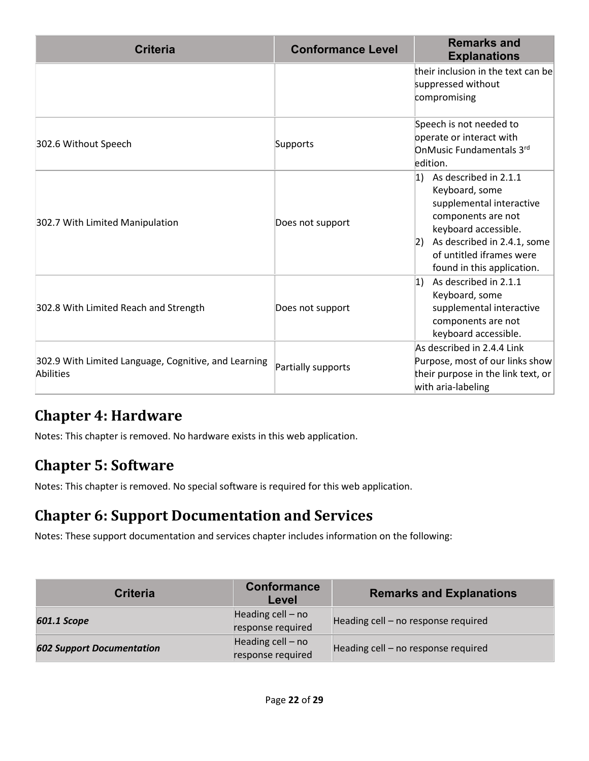| Criteria | Conformance Level | Remarks and Explanations |
|---|---|---|
| | | their inclusion in the text can be suppressed without compromising |
| 302.6 Without Speech | Supports | Speech is not needed to operate or interact with OnMusic Fundamentals 3rd edition. |
| 302.7 With Limited Manipulation | Does not support | 1) As described in 2.1.1 Keyboard, some supplemental interactive components are not keyboard accessible. 2) As described in 2.4.1, some of untitled iframes were found in this application. |
| 302.8 With Limited Reach and Strength | Does not support | 1) As described in 2.1.1 Keyboard, some supplemental interactive components are not keyboard accessible. |
| 302.9 With Limited Language, Cognitive, and Learning Abilities | Partially supports | As described in 2.4.4 Link Purpose, most of our links show their purpose in the link text, or with aria-labeling |

## Chapter 4: Hardware

Notes: This chapter is removed. No hardware exists in this web application.

## Chapter 5: Software

Notes: This chapter is removed. No special software is required for this web application.

## Chapter 6: Support Documentation and Services

Notes: These support documentation and services chapter includes information on the following:

| Criteria | Conformance Level | Remarks and Explanations |
|---|---|---|
| ***601.1 Scope*** | Heading cell – no response required | Heading cell – no response required |
| ***602 Support Documentation*** | Heading cell – no response required | Heading cell – no response required |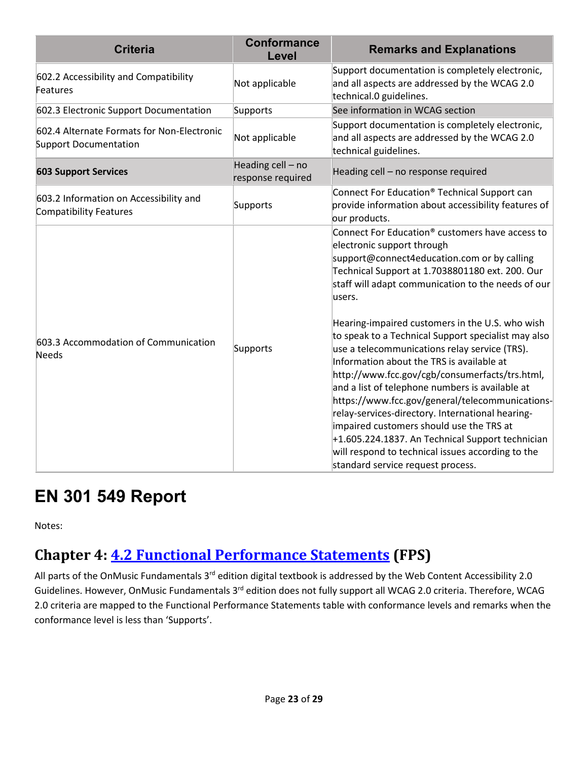| Criteria | Conformance Level | Remarks and Explanations |
| --- | --- | --- |
| 602.2 Accessibility and Compatibility Features | Not applicable | Support documentation is completely electronic, and all aspects are addressed by the WCAG 2.0 technical.0 guidelines. |
| 602.3 Electronic Support Documentation | Supports | See information in WCAG section |
| 602.4 Alternate Formats for Non-Electronic Support Documentation | Not applicable | Support documentation is completely electronic, and all aspects are addressed by the WCAG 2.0 technical guidelines. |
| **603 Support Services** | Heading cell – no response required | Heading cell – no response required |
| 603.2 Information on Accessibility and Compatibility Features | Supports | Connect For Education® Technical Support can provide information about accessibility features of our products. |
| 603.3 Accommodation of Communication Needs | Supports | Connect For Education® customers have access to electronic support through support@connect4education.com or by calling Technical Support at 1.7038801180 ext. 200. Our staff will adapt communication to the needs of our users.<br><br>Hearing-impaired customers in the U.S. who wish to speak to a Technical Support specialist may also use a telecommunications relay service (TRS). Information about the TRS is available at http://www.fcc.gov/cgb/consumerfacts/trs.html, and a list of telephone numbers is available at https://www.fcc.gov/general/telecommunications-relay-services-directory. International hearing-impaired customers should use the TRS at +1.605.224.1837. An Technical Support technician will respond to technical issues according to the standard service request process. |

# EN 301 549 Report

Notes:

## Chapter 4: [4.2 Functional Performance Statements](#) (FPS)

All parts of the OnMusic Fundamentals 3rd edition digital textbook is addressed by the Web Content Accessibility 2.0 Guidelines. However, OnMusic Fundamentals 3rd edition does not fully support all WCAG 2.0 criteria. Therefore, WCAG 2.0 criteria are mapped to the Functional Performance Statements table with conformance levels and remarks when the conformance level is less than 'Supports'.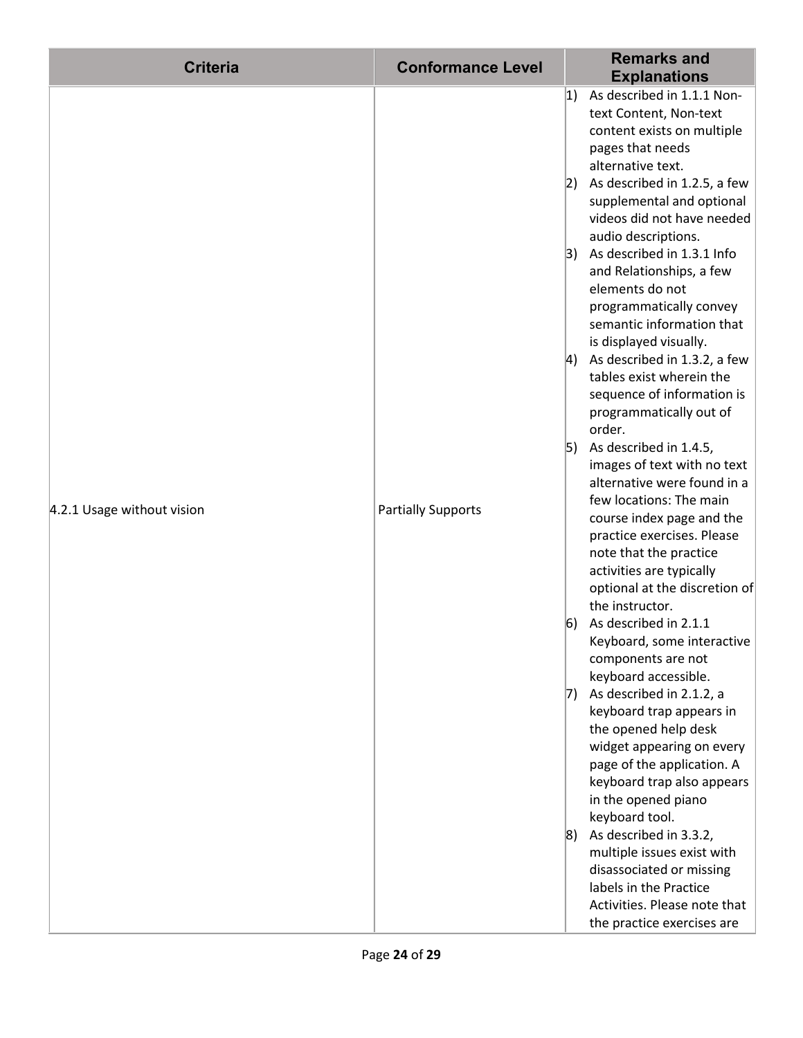| Criteria | Conformance Level | Remarks and Explanations |
| --- | --- | --- |
| 4.2.1 Usage without vision | Partially Supports | 1) As described in 1.1.1 Non-text Content, Non-text content exists on multiple pages that needs alternative text.<br>2) As described in 1.2.5, a few supplemental and optional videos did not have needed audio descriptions.<br>3) As described in 1.3.1 Info and Relationships, a few elements do not programmatically convey semantic information that is displayed visually.<br>4) As described in 1.3.2, a few tables exist wherein the sequence of information is programmatically out of order.<br>5) As described in 1.4.5, images of text with no text alternative were found in a few locations: The main course index page and the practice exercises. Please note that the practice activities are typically optional at the discretion of the instructor.<br>6) As described in 2.1.1 Keyboard, some interactive components are not keyboard accessible.<br>7) As described in 2.1.2, a keyboard trap appears in the opened help desk widget appearing on every page of the application. A keyboard trap also appears in the opened piano keyboard tool.<br>8) As described in 3.3.2, multiple issues exist with disassociated or missing labels in the Practice Activities. Please note that the practice exercises are |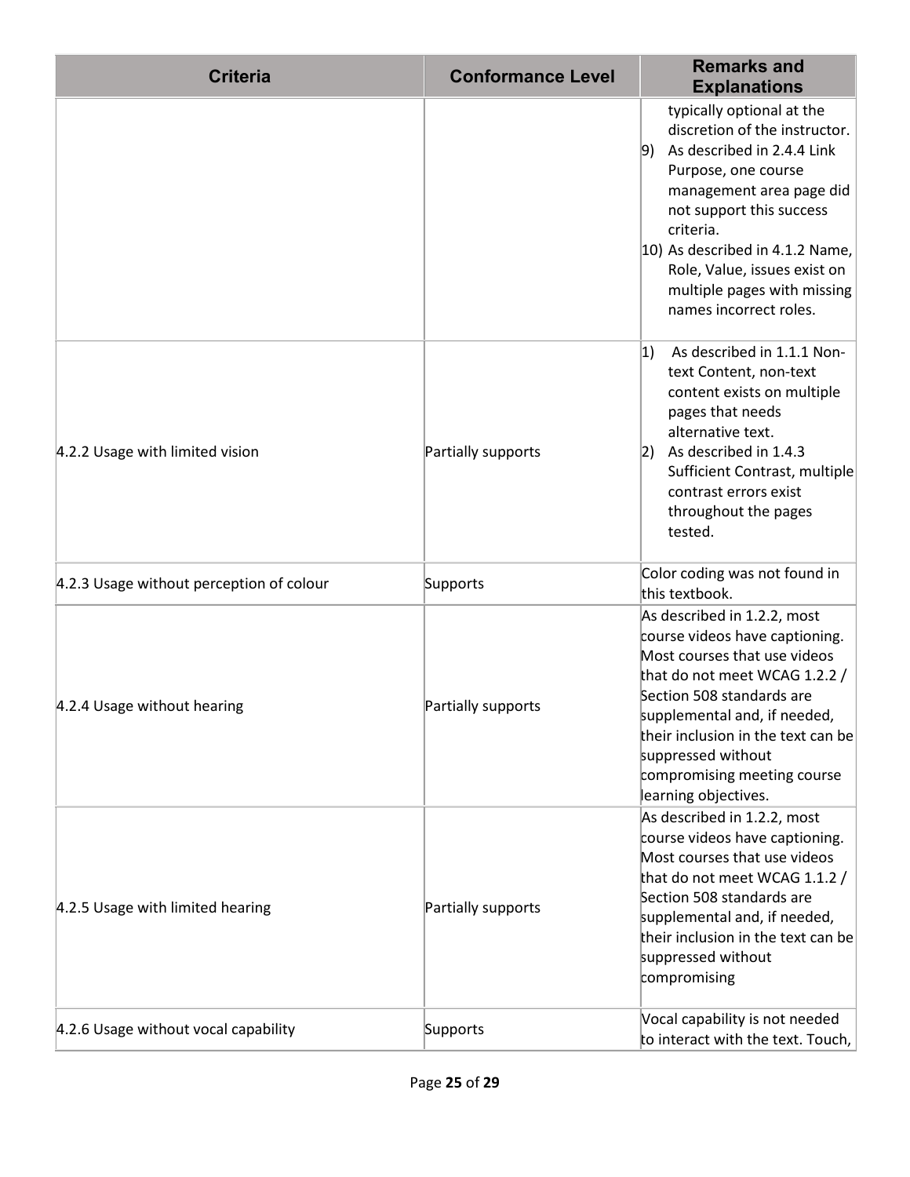| Criteria | Conformance Level | Remarks and Explanations |
|---|---|---|
| | | typically optional at the discretion of the instructor.<br>9) As described in 2.4.4 Link Purpose, one course management area page did not support this success criteria.<br>10) As described in 4.1.2 Name, Role, Value, issues exist on multiple pages with missing names incorrect roles. |
| 4.2.2 Usage with limited vision | Partially supports | 1) As described in 1.1.1 Non-text Content, non-text content exists on multiple pages that needs alternative text.<br>2) As described in 1.4.3 Sufficient Contrast, multiple contrast errors exist throughout the pages tested. |
| 4.2.3 Usage without perception of colour | Supports | Color coding was not found in this textbook. |
| 4.2.4 Usage without hearing | Partially supports | As described in 1.2.2, most course videos have captioning. Most courses that use videos that do not meet WCAG 1.2.2 / Section 508 standards are supplemental and, if needed, their inclusion in the text can be suppressed without compromising meeting course learning objectives. |
| 4.2.5 Usage with limited hearing | Partially supports | As described in 1.2.2, most course videos have captioning. Most courses that use videos that do not meet WCAG 1.1.2 / Section 508 standards are supplemental and, if needed, their inclusion in the text can be suppressed without compromising |
| 4.2.6 Usage without vocal capability | Supports | Vocal capability is not needed to interact with the text. Touch, |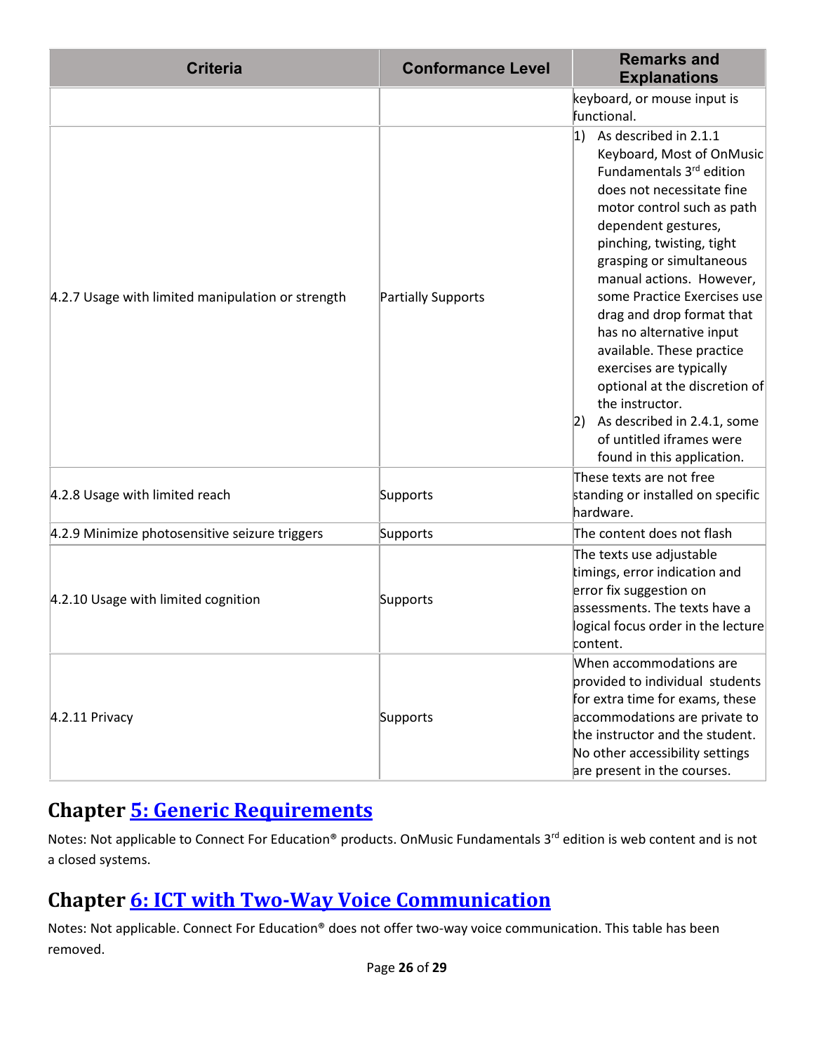| Criteria | Conformance Level | Remarks and Explanations |
| --- | --- | --- |
| | | keyboard, or mouse input is functional. |
| 4.2.7 Usage with limited manipulation or strength | Partially Supports | 1) As described in 2.1.1 Keyboard, Most of OnMusic Fundamentals 3rd edition does not necessitate fine motor control such as path dependent gestures, pinching, twisting, tight grasping or simultaneous manual actions. However, some Practice Exercises use drag and drop format that has no alternative input available. These practice exercises are typically optional at the discretion of the instructor.<br>2) As described in 2.4.1, some of untitled iframes were found in this application. |
| 4.2.8 Usage with limited reach | Supports | These texts are not free standing or installed on specific hardware. |
| 4.2.9 Minimize photosensitive seizure triggers | Supports | The content does not flash |
| 4.2.10 Usage with limited cognition | Supports | The texts use adjustable timings, error indication and error fix suggestion on assessments. The texts have a logical focus order in the lecture content. |
| 4.2.11 Privacy | Supports | When accommodations are provided to individual students for extra time for exams, these accommodations are private to the instructor and the student. No other accessibility settings are present in the courses. |

## Chapter [5: Generic Requirements]

Notes: Not applicable to Connect For Education® products. OnMusic Fundamentals 3rd edition is web content and is not a closed systems.

## Chapter [6: ICT with Two-Way Voice Communication]

Notes: Not applicable. Connect For Education® does not offer two-way voice communication. This table has been removed.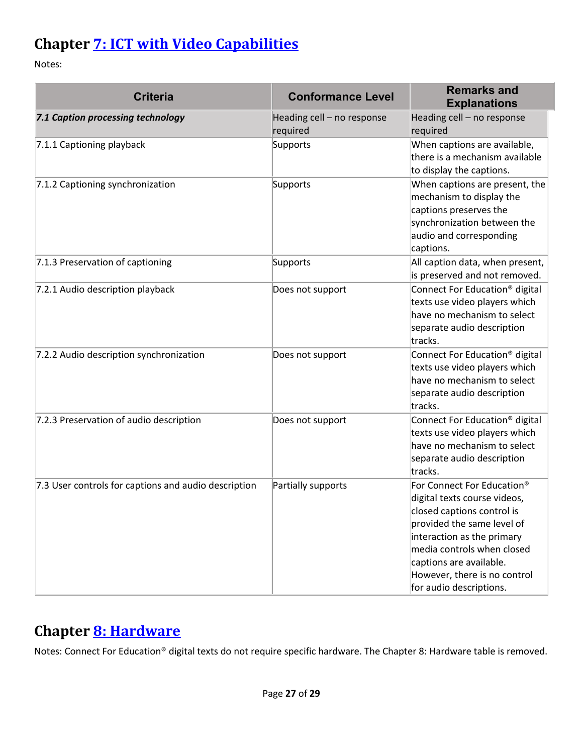## Chapter [7: ICT with Video Capabilities]

Notes:

| Criteria | Conformance Level | Remarks and Explanations |
| --- | --- | --- |
| ***7.1 Caption processing technology*** | Heading cell – no response required | Heading cell – no response required |
| 7.1.1 Captioning playback | Supports | When captions are available, there is a mechanism available to display the captions. |
| 7.1.2 Captioning synchronization | Supports | When captions are present, the mechanism to display the captions preserves the synchronization between the audio and corresponding captions. |
| 7.1.3 Preservation of captioning | Supports | All caption data, when present, is preserved and not removed. |
| 7.2.1 Audio description playback | Does not support | Connect For Education® digital texts use video players which have no mechanism to select separate audio description tracks. |
| 7.2.2 Audio description synchronization | Does not support | Connect For Education® digital texts use video players which have no mechanism to select separate audio description tracks. |
| 7.2.3 Preservation of audio description | Does not support | Connect For Education® digital texts use video players which have no mechanism to select separate audio description tracks. |
| 7.3 User controls for captions and audio description | Partially supports | For Connect For Education® digital texts course videos, closed captions control is provided the same level of interaction as the primary media controls when closed captions are available. However, there is no control for audio descriptions. |

## Chapter [8: Hardware]

Notes: Connect For Education® digital texts do not require specific hardware. The Chapter 8: Hardware table is removed.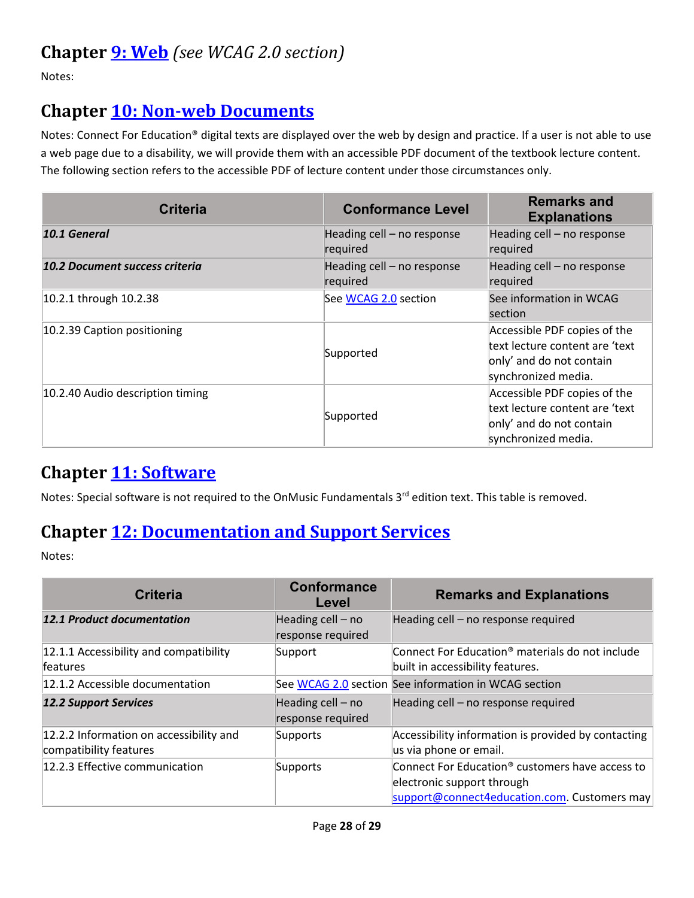## Chapter [9: Web](#) *(see WCAG 2.0 section)*

Notes:

## Chapter [10: Non-web Documents](#)

Notes: Connect For Education® digital texts are displayed over the web by design and practice. If a user is not able to use a web page due to a disability, we will provide them with an accessible PDF document of the textbook lecture content. The following section refers to the accessible PDF of lecture content under those circumstances only.

| Criteria | Conformance Level | Remarks and Explanations |
|---|---|---|
| ***10.1 General*** | Heading cell – no response required | Heading cell – no response required |
| ***10.2 Document success criteria*** | Heading cell – no response required | Heading cell – no response required |
| 10.2.1 through 10.2.38 | See [WCAG 2.0](#) section | See information in WCAG section |
| 10.2.39 Caption positioning | Supported | Accessible PDF copies of the text lecture content are 'text only' and do not contain synchronized media. |
| 10.2.40 Audio description timing | Supported | Accessible PDF copies of the text lecture content are 'text only' and do not contain synchronized media. |

## Chapter [11: Software](#)

Notes: Special software is not required to the OnMusic Fundamentals 3rd edition text. This table is removed.

## Chapter [12: Documentation and Support Services](#)

Notes:

| Criteria | Conformance Level | Remarks and Explanations |
|---|---|---|
| ***12.1 Product documentation*** | Heading cell – no response required | Heading cell – no response required |
| 12.1.1 Accessibility and compatibility features | Support | Connect For Education® materials do not include built in accessibility features. |
| 12.1.2 Accessible documentation | See [WCAG 2.0](#) section | See information in WCAG section |
| ***12.2 Support Services*** | Heading cell – no response required | Heading cell – no response required |
| 12.2.2 Information on accessibility and compatibility features | Supports | Accessibility information is provided by contacting us via phone or email. |
| 12.2.3 Effective communication | Supports | Connect For Education® customers have access to electronic support through [support@connect4education.com](mailto:support@connect4education.com). Customers may |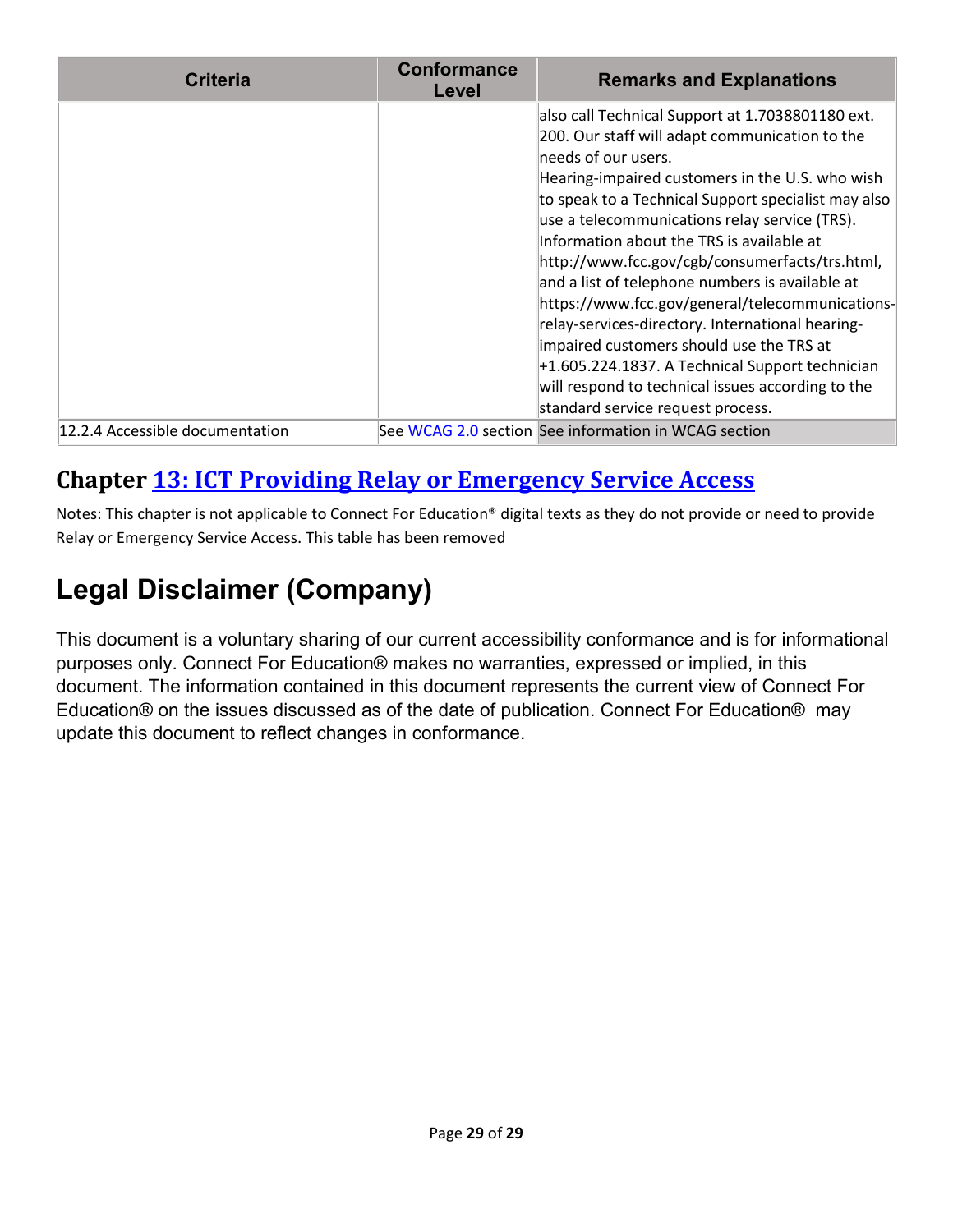| Criteria | Conformance Level | Remarks and Explanations |
|---|---|---|
| | | also call Technical Support at 1.7038801180 ext. 200. Our staff will adapt communication to the needs of our users. Hearing-impaired customers in the U.S. who wish to speak to a Technical Support specialist may also use a telecommunications relay service (TRS). Information about the TRS is available at http://www.fcc.gov/cgb/consumerfacts/trs.html, and a list of telephone numbers is available at https://www.fcc.gov/general/telecommunications-relay-services-directory. International hearing-impaired customers should use the TRS at +1.605.224.1837. A Technical Support technician will respond to technical issues according to the standard service request process. |
| 12.2.4 Accessible documentation | See WCAG 2.0 section | See information in WCAG section |

## Chapter 13: ICT Providing Relay or Emergency Service Access

Notes: This chapter is not applicable to Connect For Education® digital texts as they do not provide or need to provide Relay or Emergency Service Access. This table has been removed

# Legal Disclaimer (Company)

This document is a voluntary sharing of our current accessibility conformance and is for informational purposes only. Connect For Education® makes no warranties, expressed or implied, in this document. The information contained in this document represents the current view of Connect For Education® on the issues discussed as of the date of publication. Connect For Education® may update this document to reflect changes in conformance.